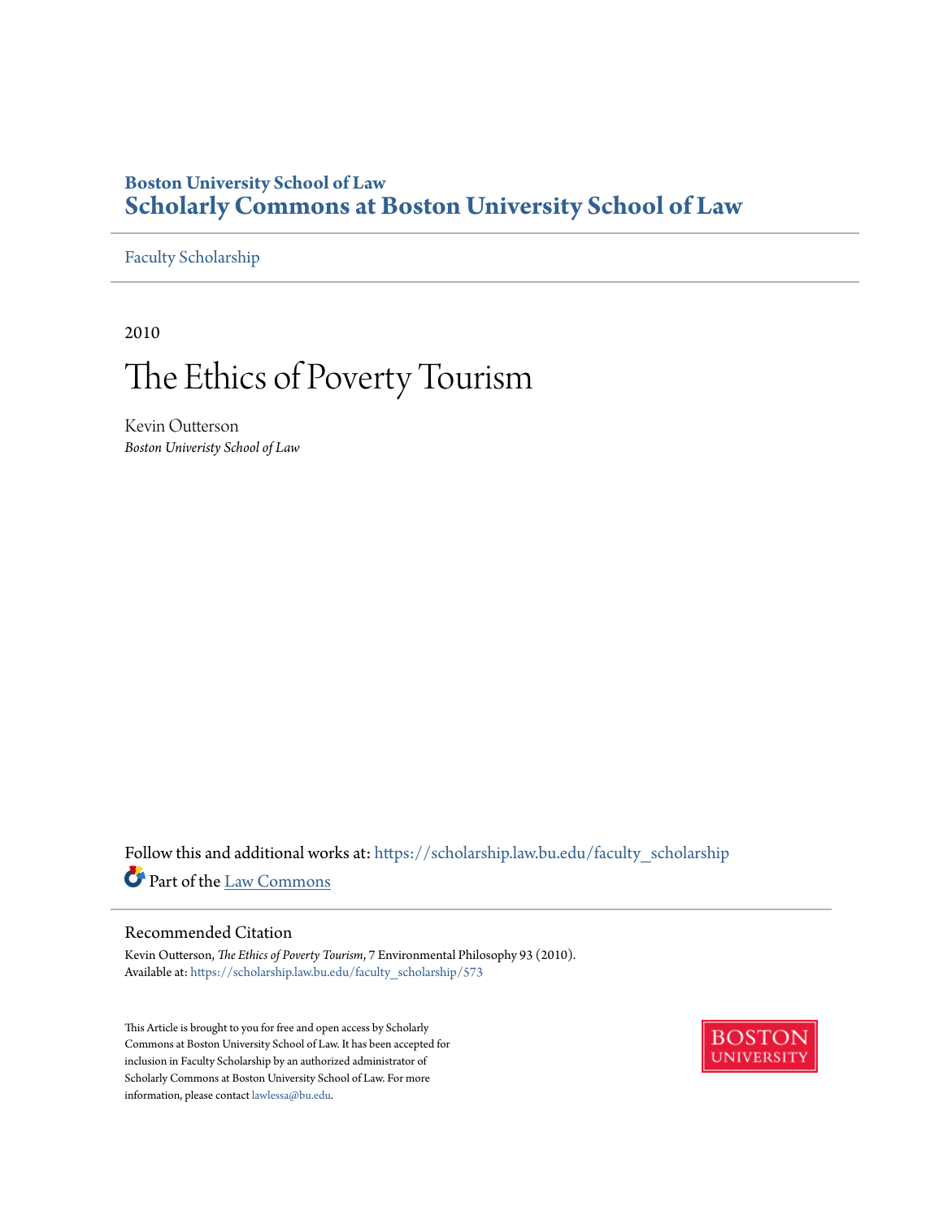**Boston University School of Law**
**Scholarly Commons at Boston University School of Law**

Faculty Scholarship

2010

# The Ethics of Poverty Tourism

Kevin Outterson
*Boston Univeristy School of Law*

Follow this and additional works at: https://scholarship.law.bu.edu/faculty_scholarship

Part of the Law Commons

## Recommended Citation

Kevin Outterson, *The Ethics of Poverty Tourism*, 7 Environmental Philosophy 93 (2010).
Available at: https://scholarship.law.bu.edu/faculty_scholarship/573

This Article is brought to you for free and open access by Scholarly Commons at Boston University School of Law. It has been accepted for inclusion in Faculty Scholarship by an authorized administrator of Scholarly Commons at Boston University School of Law. For more information, please contact lawlessa@bu.edu.

BOSTON UNIVERSITY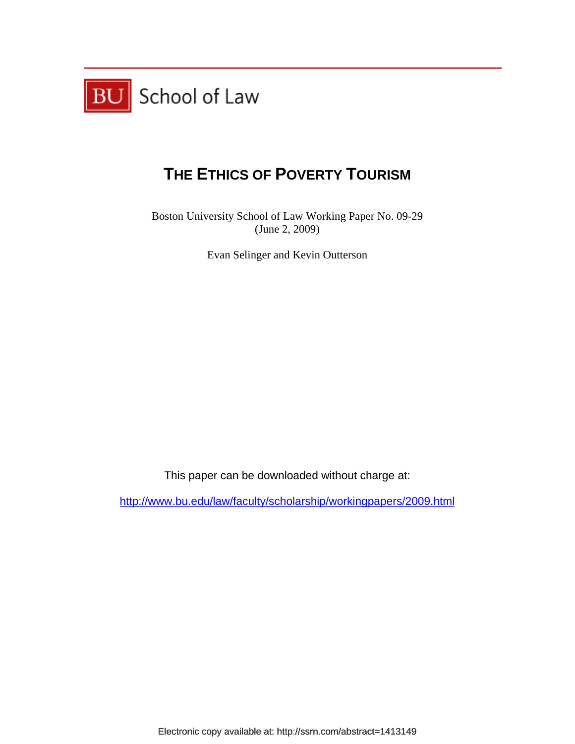BU School of Law

# THE ETHICS OF POVERTY TOURISM

Boston University School of Law Working Paper No. 09-29
(June 2, 2009)

Evan Selinger and Kevin Outterson

This paper can be downloaded without charge at:

http://www.bu.edu/law/faculty/scholarship/workingpapers/2009.html

Electronic copy available at: http://ssrn.com/abstract=1413149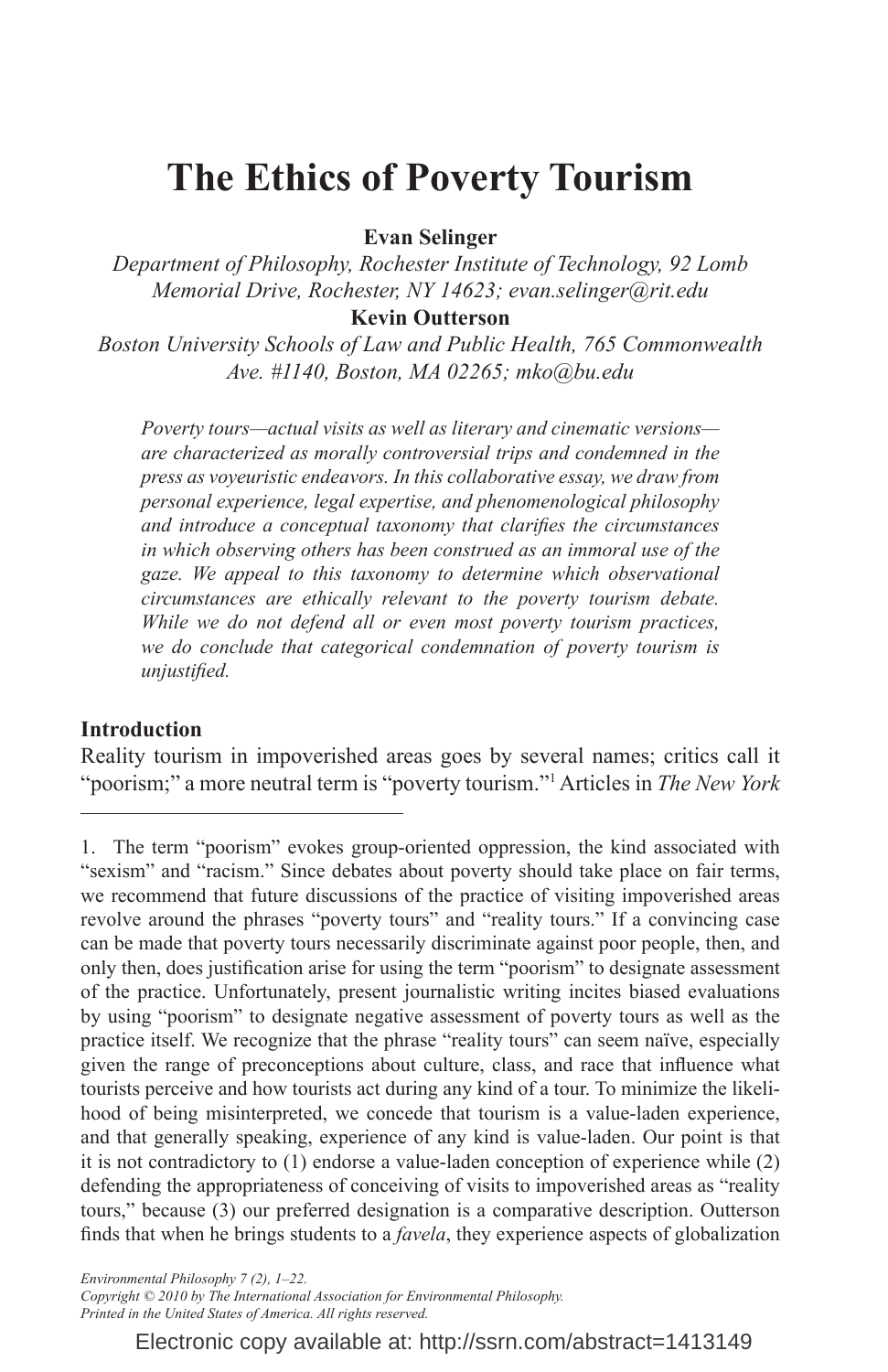# The Ethics of Poverty Tourism

**Evan Selinger**

*Department of Philosophy, Rochester Institute of Technology, 92 Lomb Memorial Drive, Rochester, NY 14623; evan.selinger@rit.edu*

**Kevin Outterson**

*Boston University Schools of Law and Public Health, 765 Commonwealth Ave. #1140, Boston, MA 02265; mko@bu.edu*

*Poverty tours—actual visits as well as literary and cinematic versions—are characterized as morally controversial trips and condemned in the press as voyeuristic endeavors. In this collaborative essay, we draw from personal experience, legal expertise, and phenomenological philosophy and introduce a conceptual taxonomy that clarifies the circumstances in which observing others has been construed as an immoral use of the gaze. We appeal to this taxonomy to determine which observational circumstances are ethically relevant to the poverty tourism debate. While we do not defend all or even most poverty tourism practices, we do conclude that categorical condemnation of poverty tourism is unjustified.*

## Introduction

Reality tourism in impoverished areas goes by several names; critics call it "poorism;" a more neutral term is "poverty tourism."[1] Articles in *The New York*

---

1. The term "poorism" evokes group-oriented oppression, the kind associated with "sexism" and "racism." Since debates about poverty should take place on fair terms, we recommend that future discussions of the practice of visiting impoverished areas revolve around the phrases "poverty tours" and "reality tours." If a convincing case can be made that poverty tours necessarily discriminate against poor people, then, and only then, does justification arise for using the term "poorism" to designate assessment of the practice. Unfortunately, present journalistic writing incites biased evaluations by using "poorism" to designate negative assessment of poverty tours as well as the practice itself. We recognize that the phrase "reality tours" can seem naïve, especially given the range of preconceptions about culture, class, and race that influence what tourists perceive and how tourists act during any kind of a tour. To minimize the likelihood of being misinterpreted, we concede that tourism is a value-laden experience, and that generally speaking, experience of any kind is value-laden. Our point is that it is not contradictory to (1) endorse a value-laden conception of experience while (2) defending the appropriateness of conceiving of visits to impoverished areas as "reality tours," because (3) our preferred designation is a comparative description. Outterson finds that when he brings students to a *favela*, they experience aspects of globalization

Environmental Philosophy 7 (2), 1–22.
Copyright © 2010 by The International Association for Environmental Philosophy.
Printed in the United States of America. All rights reserved.

Electronic copy available at: http://ssrn.com/abstract=1413149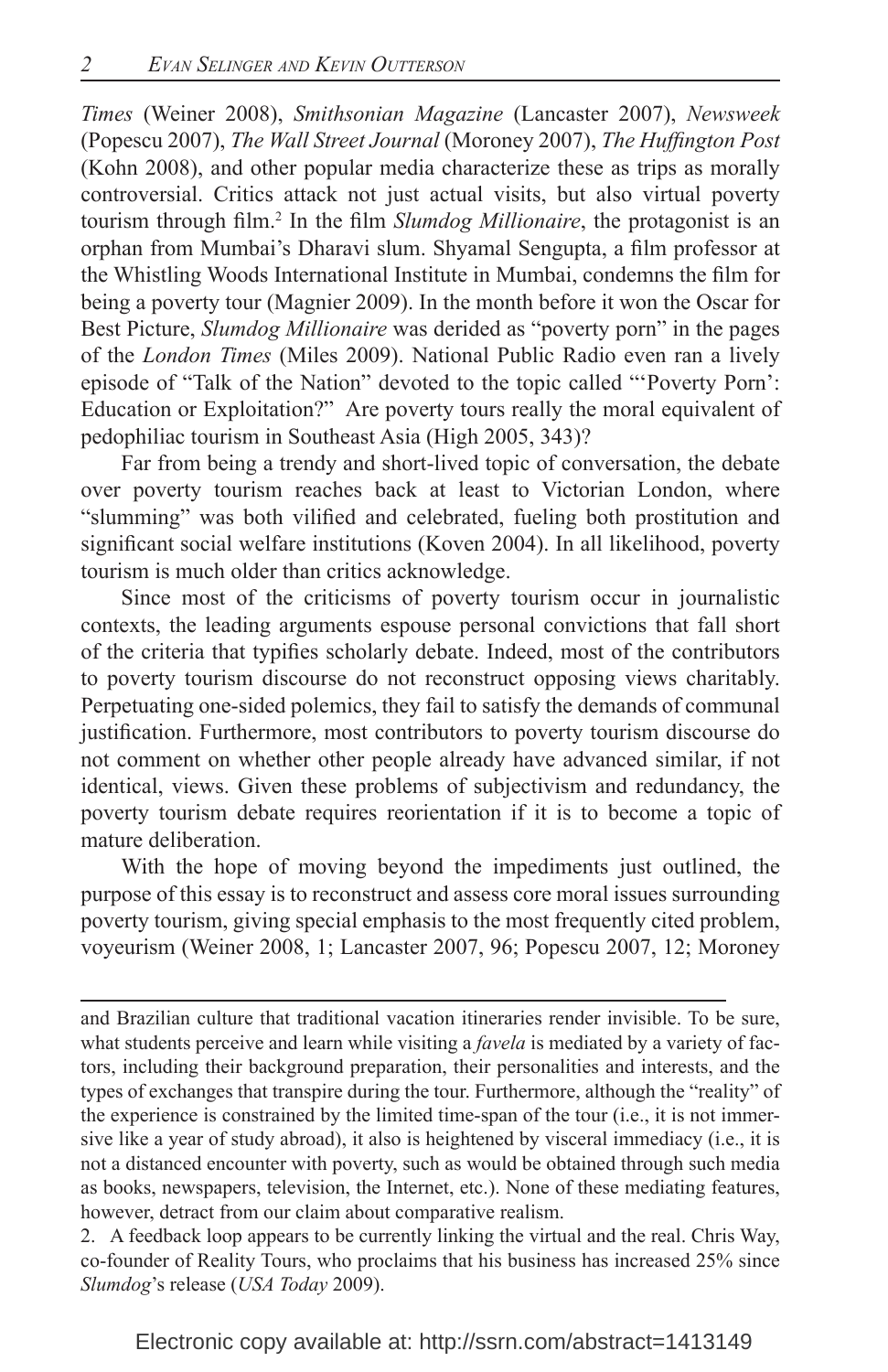*Times* (Weiner 2008), *Smithsonian Magazine* (Lancaster 2007), *Newsweek* (Popescu 2007), *The Wall Street Journal* (Moroney 2007), *The Huffington Post* (Kohn 2008), and other popular media characterize these as trips as morally controversial. Critics attack not just actual visits, but also virtual poverty tourism through film.[2] In the film *Slumdog Millionaire*, the protagonist is an orphan from Mumbai's Dharavi slum. Shyamal Sengupta, a film professor at the Whistling Woods International Institute in Mumbai, condemns the film for being a poverty tour (Magnier 2009). In the month before it won the Oscar for Best Picture, *Slumdog Millionaire* was derided as "poverty porn" in the pages of the *London Times* (Miles 2009). National Public Radio even ran a lively episode of "Talk of the Nation" devoted to the topic called "'Poverty Porn': Education or Exploitation?" Are poverty tours really the moral equivalent of pedophiliac tourism in Southeast Asia (High 2005, 343)?

Far from being a trendy and short-lived topic of conversation, the debate over poverty tourism reaches back at least to Victorian London, where "slumming" was both vilified and celebrated, fueling both prostitution and significant social welfare institutions (Koven 2004). In all likelihood, poverty tourism is much older than critics acknowledge.

Since most of the criticisms of poverty tourism occur in journalistic contexts, the leading arguments espouse personal convictions that fall short of the criteria that typifies scholarly debate. Indeed, most of the contributors to poverty tourism discourse do not reconstruct opposing views charitably. Perpetuating one-sided polemics, they fail to satisfy the demands of communal justification. Furthermore, most contributors to poverty tourism discourse do not comment on whether other people already have advanced similar, if not identical, views. Given these problems of subjectivism and redundancy, the poverty tourism debate requires reorientation if it is to become a topic of mature deliberation.

With the hope of moving beyond the impediments just outlined, the purpose of this essay is to reconstruct and assess core moral issues surrounding poverty tourism, giving special emphasis to the most frequently cited problem, voyeurism (Weiner 2008, 1; Lancaster 2007, 96; Popescu 2007, 12; Moroney

---

and Brazilian culture that traditional vacation itineraries render invisible. To be sure, what students perceive and learn while visiting a *favela* is mediated by a variety of factors, including their background preparation, their personalities and interests, and the types of exchanges that transpire during the tour. Furthermore, although the "reality" of the experience is constrained by the limited time-span of the tour (i.e., it is not immersive like a year of study abroad), it also is heightened by visceral immediacy (i.e., it is not a distanced encounter with poverty, such as would be obtained through such media as books, newspapers, television, the Internet, etc.). None of these mediating features, however, detract from our claim about comparative realism.

2. A feedback loop appears to be currently linking the virtual and the real. Chris Way, co-founder of Reality Tours, who proclaims that his business has increased 25% since *Slumdog*'s release (*USA Today* 2009).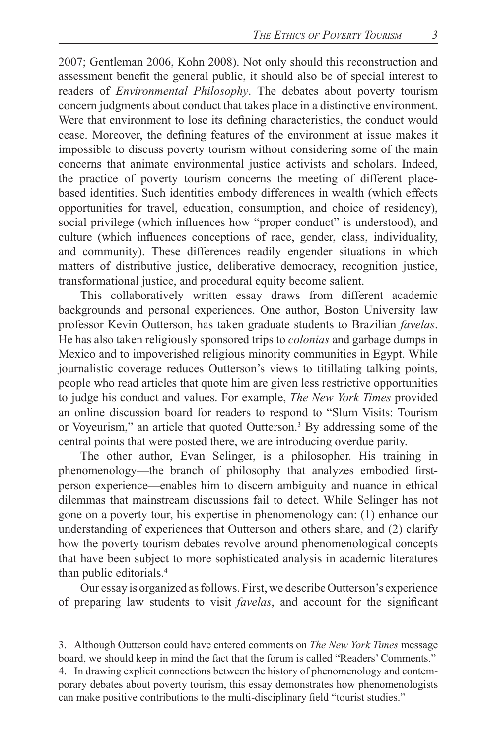2007; Gentleman 2006, Kohn 2008). Not only should this reconstruction and assessment benefit the general public, it should also be of special interest to readers of *Environmental Philosophy*. The debates about poverty tourism concern judgments about conduct that takes place in a distinctive environment. Were that environment to lose its defining characteristics, the conduct would cease. Moreover, the defining features of the environment at issue makes it impossible to discuss poverty tourism without considering some of the main concerns that animate environmental justice activists and scholars. Indeed, the practice of poverty tourism concerns the meeting of different place-based identities. Such identities embody differences in wealth (which effects opportunities for travel, education, consumption, and choice of residency), social privilege (which influences how "proper conduct" is understood), and culture (which influences conceptions of race, gender, class, individuality, and community). These differences readily engender situations in which matters of distributive justice, deliberative democracy, recognition justice, transformational justice, and procedural equity become salient.

This collaboratively written essay draws from different academic backgrounds and personal experiences. One author, Boston University law professor Kevin Outterson, has taken graduate students to Brazilian *favelas*. He has also taken religiously sponsored trips to *colonias* and garbage dumps in Mexico and to impoverished religious minority communities in Egypt. While journalistic coverage reduces Outterson's views to titillating talking points, people who read articles that quote him are given less restrictive opportunities to judge his conduct and values. For example, *The New York Times* provided an online discussion board for readers to respond to "Slum Visits: Tourism or Voyeurism," an article that quoted Outterson.[3] By addressing some of the central points that were posted there, we are introducing overdue parity.

The other author, Evan Selinger, is a philosopher. His training in phenomenology—the branch of philosophy that analyzes embodied first-person experience—enables him to discern ambiguity and nuance in ethical dilemmas that mainstream discussions fail to detect. While Selinger has not gone on a poverty tour, his expertise in phenomenology can: (1) enhance our understanding of experiences that Outterson and others share, and (2) clarify how the poverty tourism debates revolve around phenomenological concepts that have been subject to more sophisticated analysis in academic literatures than public editorials.[4]

Our essay is organized as follows. First, we describe Outterson's experience of preparing law students to visit *favelas*, and account for the significant

---

3. Although Outterson could have entered comments on *The New York Times* message board, we should keep in mind the fact that the forum is called "Readers' Comments."

4. In drawing explicit connections between the history of phenomenology and contemporary debates about poverty tourism, this essay demonstrates how phenomenologists can make positive contributions to the multi-disciplinary field "tourist studies."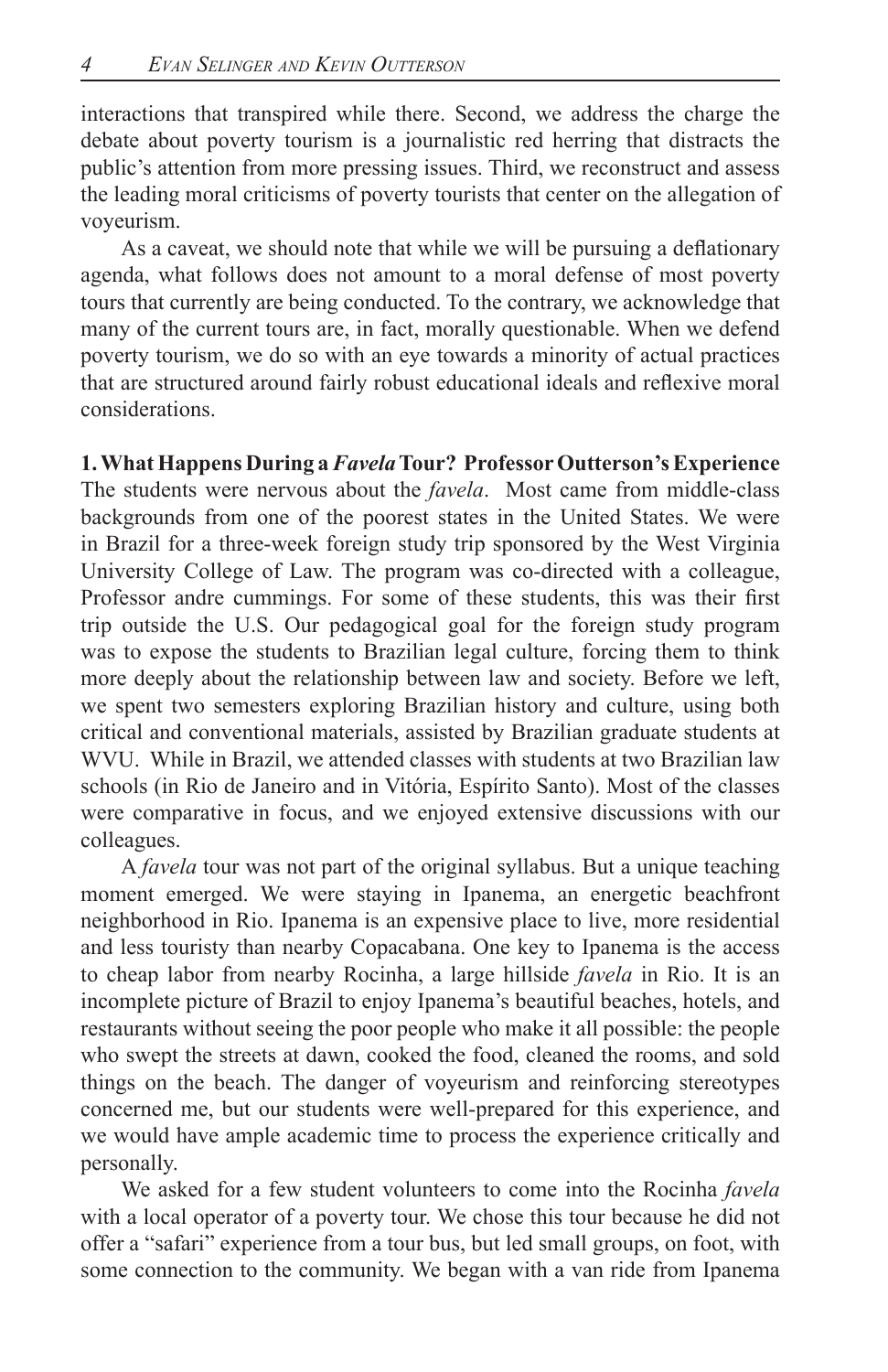interactions that transpired while there. Second, we address the charge the debate about poverty tourism is a journalistic red herring that distracts the public's attention from more pressing issues. Third, we reconstruct and assess the leading moral criticisms of poverty tourists that center on the allegation of voyeurism.

As a caveat, we should note that while we will be pursuing a deflationary agenda, what follows does not amount to a moral defense of most poverty tours that currently are being conducted. To the contrary, we acknowledge that many of the current tours are, in fact, morally questionable. When we defend poverty tourism, we do so with an eye towards a minority of actual practices that are structured around fairly robust educational ideals and reflexive moral considerations.

## 1. What Happens During a *Favela* Tour? Professor Outterson's Experience

The students were nervous about the *favela*. Most came from middle-class backgrounds from one of the poorest states in the United States. We were in Brazil for a three-week foreign study trip sponsored by the West Virginia University College of Law. The program was co-directed with a colleague, Professor andre cummings. For some of these students, this was their first trip outside the U.S. Our pedagogical goal for the foreign study program was to expose the students to Brazilian legal culture, forcing them to think more deeply about the relationship between law and society. Before we left, we spent two semesters exploring Brazilian history and culture, using both critical and conventional materials, assisted by Brazilian graduate students at WVU. While in Brazil, we attended classes with students at two Brazilian law schools (in Rio de Janeiro and in Vitória, Espírito Santo). Most of the classes were comparative in focus, and we enjoyed extensive discussions with our colleagues.

A *favela* tour was not part of the original syllabus. But a unique teaching moment emerged. We were staying in Ipanema, an energetic beachfront neighborhood in Rio. Ipanema is an expensive place to live, more residential and less touristy than nearby Copacabana. One key to Ipanema is the access to cheap labor from nearby Rocinha, a large hillside *favela* in Rio. It is an incomplete picture of Brazil to enjoy Ipanema's beautiful beaches, hotels, and restaurants without seeing the poor people who make it all possible: the people who swept the streets at dawn, cooked the food, cleaned the rooms, and sold things on the beach. The danger of voyeurism and reinforcing stereotypes concerned me, but our students were well-prepared for this experience, and we would have ample academic time to process the experience critically and personally.

We asked for a few student volunteers to come into the Rocinha *favela* with a local operator of a poverty tour. We chose this tour because he did not offer a "safari" experience from a tour bus, but led small groups, on foot, with some connection to the community. We began with a van ride from Ipanema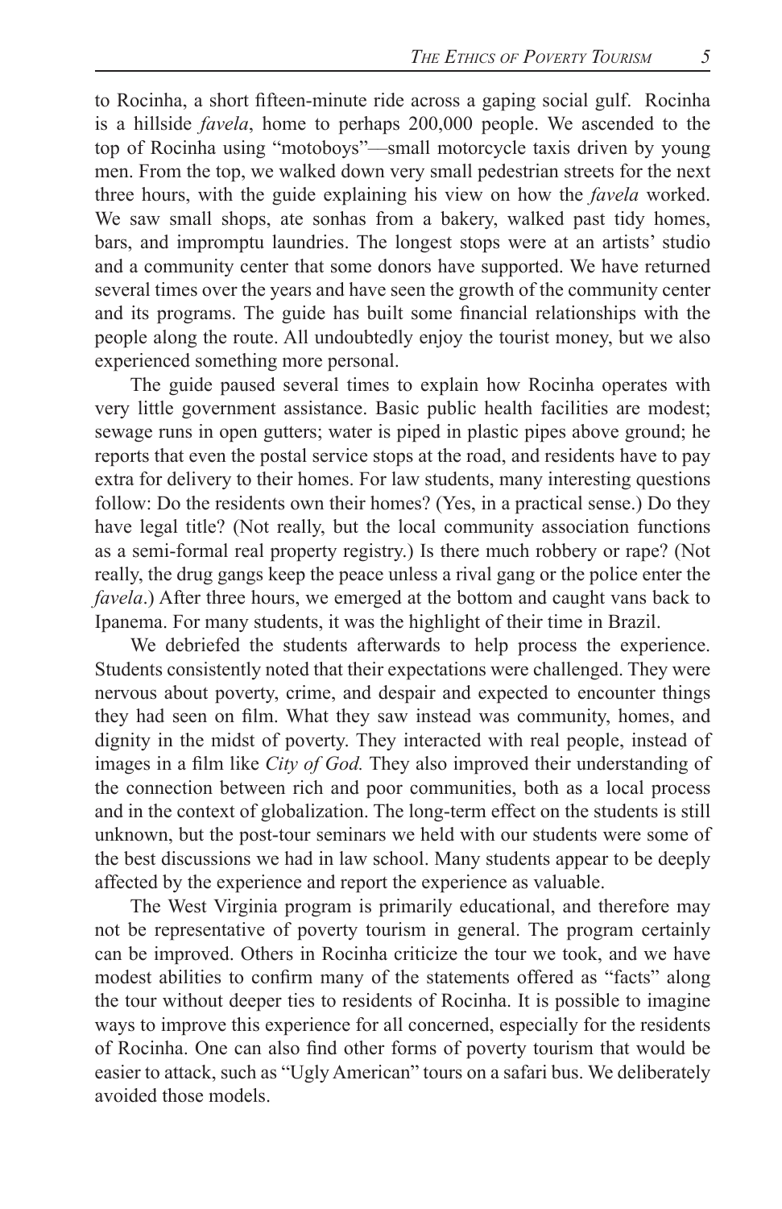to Rocinha, a short fifteen-minute ride across a gaping social gulf. Rocinha is a hillside *favela*, home to perhaps 200,000 people. We ascended to the top of Rocinha using "motoboys"—small motorcycle taxis driven by young men. From the top, we walked down very small pedestrian streets for the next three hours, with the guide explaining his view on how the *favela* worked. We saw small shops, ate sonhas from a bakery, walked past tidy homes, bars, and impromptu laundries. The longest stops were at an artists' studio and a community center that some donors have supported. We have returned several times over the years and have seen the growth of the community center and its programs. The guide has built some financial relationships with the people along the route. All undoubtedly enjoy the tourist money, but we also experienced something more personal.

The guide paused several times to explain how Rocinha operates with very little government assistance. Basic public health facilities are modest; sewage runs in open gutters; water is piped in plastic pipes above ground; he reports that even the postal service stops at the road, and residents have to pay extra for delivery to their homes. For law students, many interesting questions follow: Do the residents own their homes? (Yes, in a practical sense.) Do they have legal title? (Not really, but the local community association functions as a semi-formal real property registry.) Is there much robbery or rape? (Not really, the drug gangs keep the peace unless a rival gang or the police enter the *favela*.) After three hours, we emerged at the bottom and caught vans back to Ipanema. For many students, it was the highlight of their time in Brazil.

We debriefed the students afterwards to help process the experience. Students consistently noted that their expectations were challenged. They were nervous about poverty, crime, and despair and expected to encounter things they had seen on film. What they saw instead was community, homes, and dignity in the midst of poverty. They interacted with real people, instead of images in a film like *City of God.* They also improved their understanding of the connection between rich and poor communities, both as a local process and in the context of globalization. The long-term effect on the students is still unknown, but the post-tour seminars we held with our students were some of the best discussions we had in law school. Many students appear to be deeply affected by the experience and report the experience as valuable.

The West Virginia program is primarily educational, and therefore may not be representative of poverty tourism in general. The program certainly can be improved. Others in Rocinha criticize the tour we took, and we have modest abilities to confirm many of the statements offered as "facts" along the tour without deeper ties to residents of Rocinha. It is possible to imagine ways to improve this experience for all concerned, especially for the residents of Rocinha. One can also find other forms of poverty tourism that would be easier to attack, such as "Ugly American" tours on a safari bus. We deliberately avoided those models.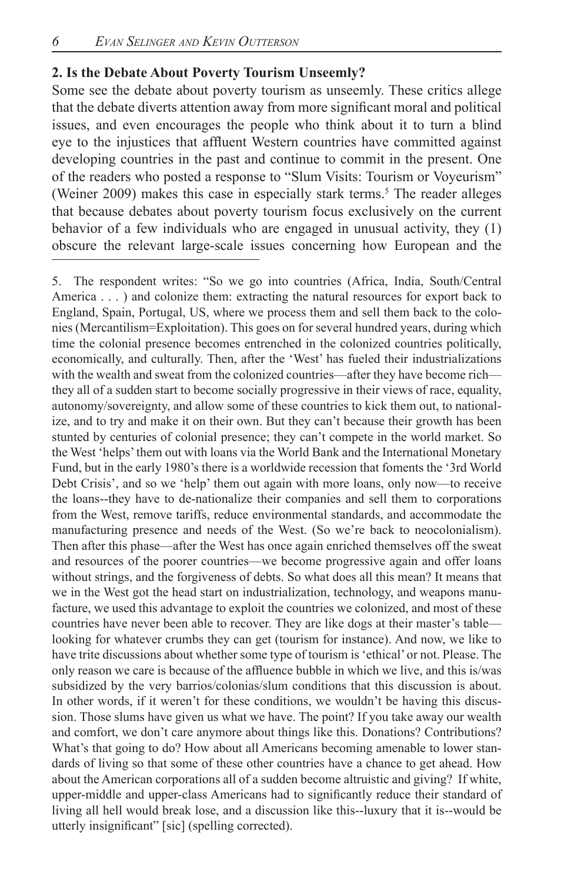## 2. Is the Debate About Poverty Tourism Unseemly?

Some see the debate about poverty tourism as unseemly. These critics allege that the debate diverts attention away from more significant moral and political issues, and even encourages the people who think about it to turn a blind eye to the injustices that affluent Western countries have committed against developing countries in the past and continue to commit in the present. One of the readers who posted a response to "Slum Visits: Tourism or Voyeurism" (Weiner 2009) makes this case in especially stark terms.[5] The reader alleges that because debates about poverty tourism focus exclusively on the current behavior of a few individuals who are engaged in unusual activity, they (1) obscure the relevant large-scale issues concerning how European and the

---

5. The respondent writes: "So we go into countries (Africa, India, South/Central America . . . ) and colonize them: extracting the natural resources for export back to England, Spain, Portugal, US, where we process them and sell them back to the colonies (Mercantilism=Exploitation). This goes on for several hundred years, during which time the colonial presence becomes entrenched in the colonized countries politically, economically, and culturally. Then, after the 'West' has fueled their industrializations with the wealth and sweat from the colonized countries—after they have become rich—they all of a sudden start to become socially progressive in their views of race, equality, autonomy/sovereignty, and allow some of these countries to kick them out, to nationalize, and to try and make it on their own. But they can't because their growth has been stunted by centuries of colonial presence; they can't compete in the world market. So the West 'helps' them out with loans via the World Bank and the International Monetary Fund, but in the early 1980's there is a worldwide recession that foments the '3rd World Debt Crisis', and so we 'help' them out again with more loans, only now—to receive the loans--they have to de-nationalize their companies and sell them to corporations from the West, remove tariffs, reduce environmental standards, and accommodate the manufacturing presence and needs of the West. (So we're back to neocolonialism). Then after this phase—after the West has once again enriched themselves off the sweat and resources of the poorer countries—we become progressive again and offer loans without strings, and the forgiveness of debts. So what does all this mean? It means that we in the West got the head start on industrialization, technology, and weapons manufacture, we used this advantage to exploit the countries we colonized, and most of these countries have never been able to recover. They are like dogs at their master's table—looking for whatever crumbs they can get (tourism for instance). And now, we like to have trite discussions about whether some type of tourism is 'ethical' or not. Please. The only reason we care is because of the affluence bubble in which we live, and this is/was subsidized by the very barrios/colonias/slum conditions that this discussion is about. In other words, if it weren't for these conditions, we wouldn't be having this discussion. Those slums have given us what we have. The point? If you take away our wealth and comfort, we don't care anymore about things like this. Donations? Contributions? What's that going to do? How about all Americans becoming amenable to lower standards of living so that some of these other countries have a chance to get ahead. How about the American corporations all of a sudden become altruistic and giving? If white, upper-middle and upper-class Americans had to significantly reduce their standard of living all hell would break lose, and a discussion like this--luxury that it is--would be utterly insignificant" [sic] (spelling corrected).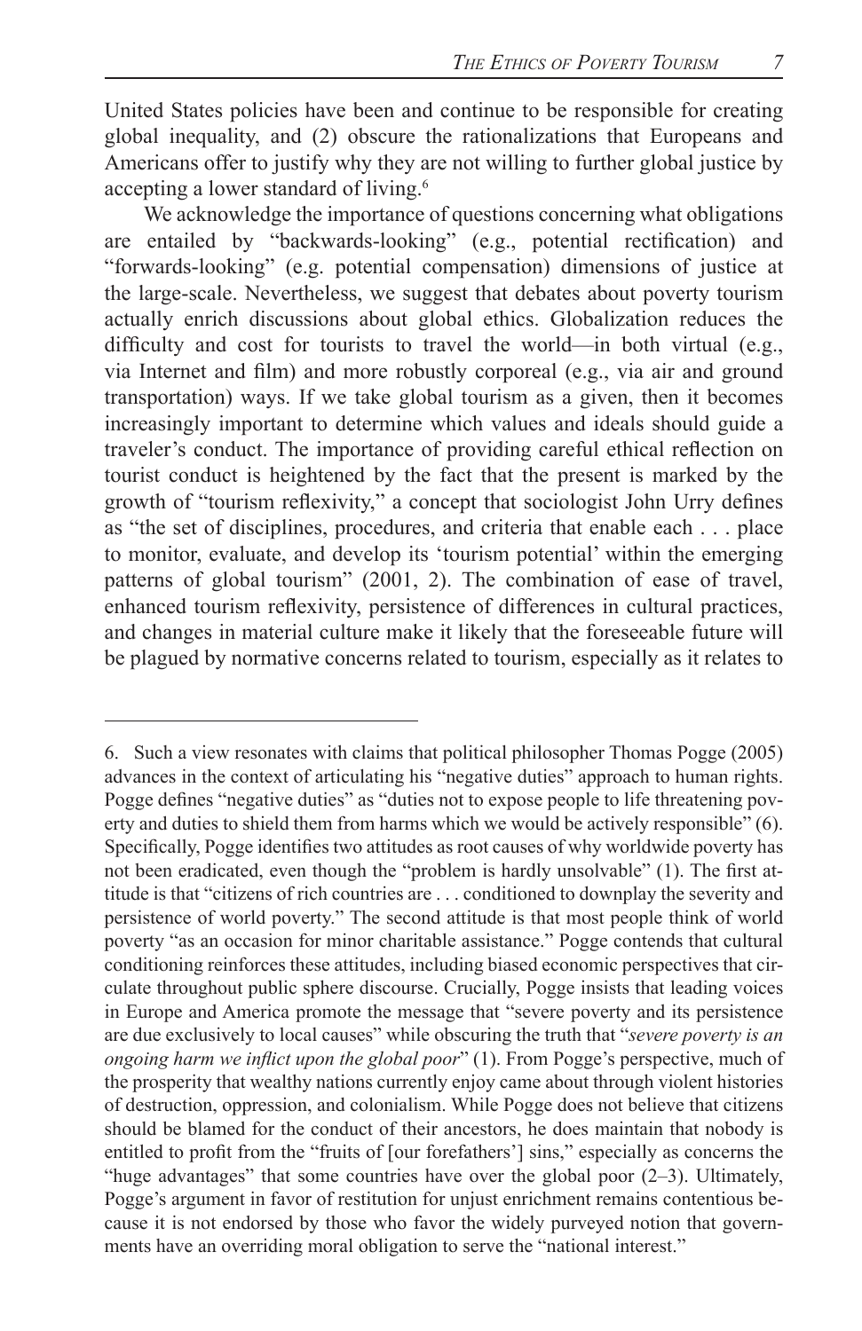United States policies have been and continue to be responsible for creating global inequality, and (2) obscure the rationalizations that Europeans and Americans offer to justify why they are not willing to further global justice by accepting a lower standard of living.[6]

We acknowledge the importance of questions concerning what obligations are entailed by "backwards-looking" (e.g., potential rectification) and "forwards-looking" (e.g. potential compensation) dimensions of justice at the large-scale. Nevertheless, we suggest that debates about poverty tourism actually enrich discussions about global ethics. Globalization reduces the difficulty and cost for tourists to travel the world—in both virtual (e.g., via Internet and film) and more robustly corporeal (e.g., via air and ground transportation) ways. If we take global tourism as a given, then it becomes increasingly important to determine which values and ideals should guide a traveler's conduct. The importance of providing careful ethical reflection on tourist conduct is heightened by the fact that the present is marked by the growth of "tourism reflexivity," a concept that sociologist John Urry defines as "the set of disciplines, procedures, and criteria that enable each . . . place to monitor, evaluate, and develop its 'tourism potential' within the emerging patterns of global tourism" (2001, 2). The combination of ease of travel, enhanced tourism reflexivity, persistence of differences in cultural practices, and changes in material culture make it likely that the foreseeable future will be plagued by normative concerns related to tourism, especially as it relates to

---

6. Such a view resonates with claims that political philosopher Thomas Pogge (2005) advances in the context of articulating his "negative duties" approach to human rights. Pogge defines "negative duties" as "duties not to expose people to life threatening poverty and duties to shield them from harms which we would be actively responsible" (6). Specifically, Pogge identifies two attitudes as root causes of why worldwide poverty has not been eradicated, even though the "problem is hardly unsolvable" (1). The first attitude is that "citizens of rich countries are . . . conditioned to downplay the severity and persistence of world poverty." The second attitude is that most people think of world poverty "as an occasion for minor charitable assistance." Pogge contends that cultural conditioning reinforces these attitudes, including biased economic perspectives that circulate throughout public sphere discourse. Crucially, Pogge insists that leading voices in Europe and America promote the message that "severe poverty and its persistence are due exclusively to local causes" while obscuring the truth that "*severe poverty is an ongoing harm we inflict upon the global poor*" (1). From Pogge's perspective, much of the prosperity that wealthy nations currently enjoy came about through violent histories of destruction, oppression, and colonialism. While Pogge does not believe that citizens should be blamed for the conduct of their ancestors, he does maintain that nobody is entitled to profit from the "fruits of [our forefathers'] sins," especially as concerns the "huge advantages" that some countries have over the global poor (2–3). Ultimately, Pogge's argument in favor of restitution for unjust enrichment remains contentious because it is not endorsed by those who favor the widely purveyed notion that governments have an overriding moral obligation to serve the "national interest."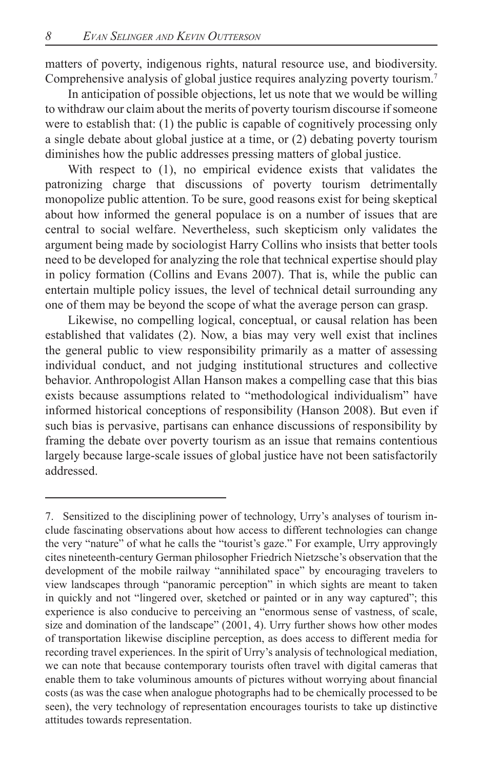matters of poverty, indigenous rights, natural resource use, and biodiversity. Comprehensive analysis of global justice requires analyzing poverty tourism.[7]

In anticipation of possible objections, let us note that we would be willing to withdraw our claim about the merits of poverty tourism discourse if someone were to establish that: (1) the public is capable of cognitively processing only a single debate about global justice at a time, or (2) debating poverty tourism diminishes how the public addresses pressing matters of global justice.

With respect to (1), no empirical evidence exists that validates the patronizing charge that discussions of poverty tourism detrimentally monopolize public attention. To be sure, good reasons exist for being skeptical about how informed the general populace is on a number of issues that are central to social welfare. Nevertheless, such skepticism only validates the argument being made by sociologist Harry Collins who insists that better tools need to be developed for analyzing the role that technical expertise should play in policy formation (Collins and Evans 2007). That is, while the public can entertain multiple policy issues, the level of technical detail surrounding any one of them may be beyond the scope of what the average person can grasp.

Likewise, no compelling logical, conceptual, or causal relation has been established that validates (2). Now, a bias may very well exist that inclines the general public to view responsibility primarily as a matter of assessing individual conduct, and not judging institutional structures and collective behavior. Anthropologist Allan Hanson makes a compelling case that this bias exists because assumptions related to "methodological individualism" have informed historical conceptions of responsibility (Hanson 2008). But even if such bias is pervasive, partisans can enhance discussions of responsibility by framing the debate over poverty tourism as an issue that remains contentious largely because large-scale issues of global justice have not been satisfactorily addressed.

---

7. Sensitized to the disciplining power of technology, Urry's analyses of tourism include fascinating observations about how access to different technologies can change the very "nature" of what he calls the "tourist's gaze." For example, Urry approvingly cites nineteenth-century German philosopher Friedrich Nietzsche's observation that the development of the mobile railway "annihilated space" by encouraging travelers to view landscapes through "panoramic perception" in which sights are meant to taken in quickly and not "lingered over, sketched or painted or in any way captured"; this experience is also conducive to perceiving an "enormous sense of vastness, of scale, size and domination of the landscape" (2001, 4). Urry further shows how other modes of transportation likewise discipline perception, as does access to different media for recording travel experiences. In the spirit of Urry's analysis of technological mediation, we can note that because contemporary tourists often travel with digital cameras that enable them to take voluminous amounts of pictures without worrying about financial costs (as was the case when analogue photographs had to be chemically processed to be seen), the very technology of representation encourages tourists to take up distinctive attitudes towards representation.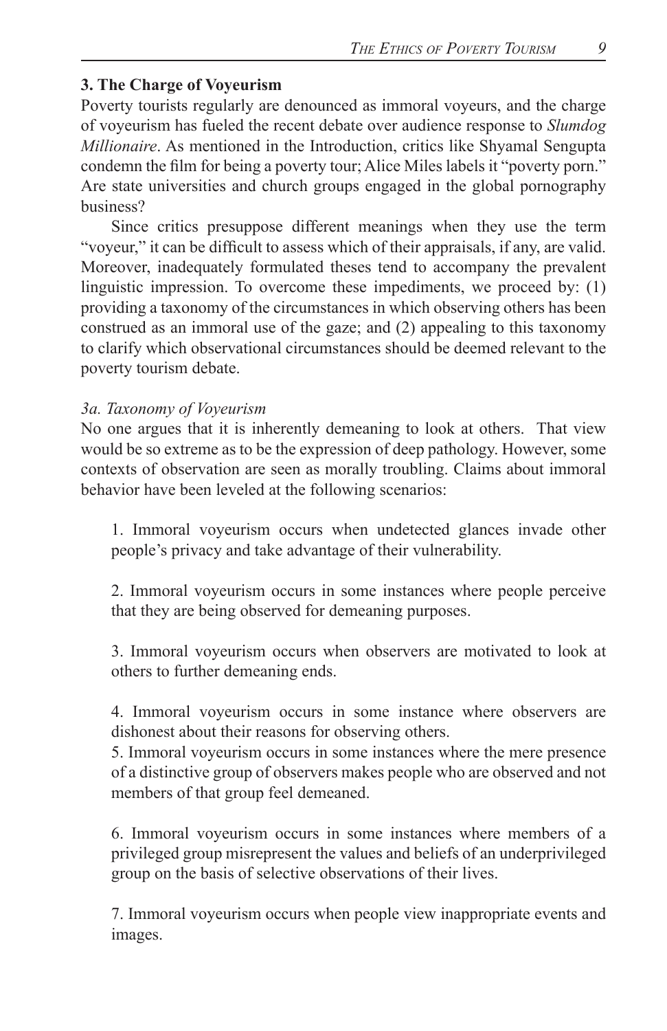### 3. The Charge of Voyeurism

Poverty tourists regularly are denounced as immoral voyeurs, and the charge of voyeurism has fueled the recent debate over audience response to *Slumdog Millionaire*. As mentioned in the Introduction, critics like Shyamal Sengupta condemn the film for being a poverty tour; Alice Miles labels it "poverty porn." Are state universities and church groups engaged in the global pornography business?

Since critics presuppose different meanings when they use the term "voyeur," it can be difficult to assess which of their appraisals, if any, are valid. Moreover, inadequately formulated theses tend to accompany the prevalent linguistic impression. To overcome these impediments, we proceed by: (1) providing a taxonomy of the circumstances in which observing others has been construed as an immoral use of the gaze; and (2) appealing to this taxonomy to clarify which observational circumstances should be deemed relevant to the poverty tourism debate.

#### *3a. Taxonomy of Voyeurism*

No one argues that it is inherently demeaning to look at others. That view would be so extreme as to be the expression of deep pathology. However, some contexts of observation are seen as morally troubling. Claims about immoral behavior have been leveled at the following scenarios:

1. Immoral voyeurism occurs when undetected glances invade other people's privacy and take advantage of their vulnerability.

2. Immoral voyeurism occurs in some instances where people perceive that they are being observed for demeaning purposes.

3. Immoral voyeurism occurs when observers are motivated to look at others to further demeaning ends.

4. Immoral voyeurism occurs in some instance where observers are dishonest about their reasons for observing others.

5. Immoral voyeurism occurs in some instances where the mere presence of a distinctive group of observers makes people who are observed and not members of that group feel demeaned.

6. Immoral voyeurism occurs in some instances where members of a privileged group misrepresent the values and beliefs of an underprivileged group on the basis of selective observations of their lives.

7. Immoral voyeurism occurs when people view inappropriate events and images.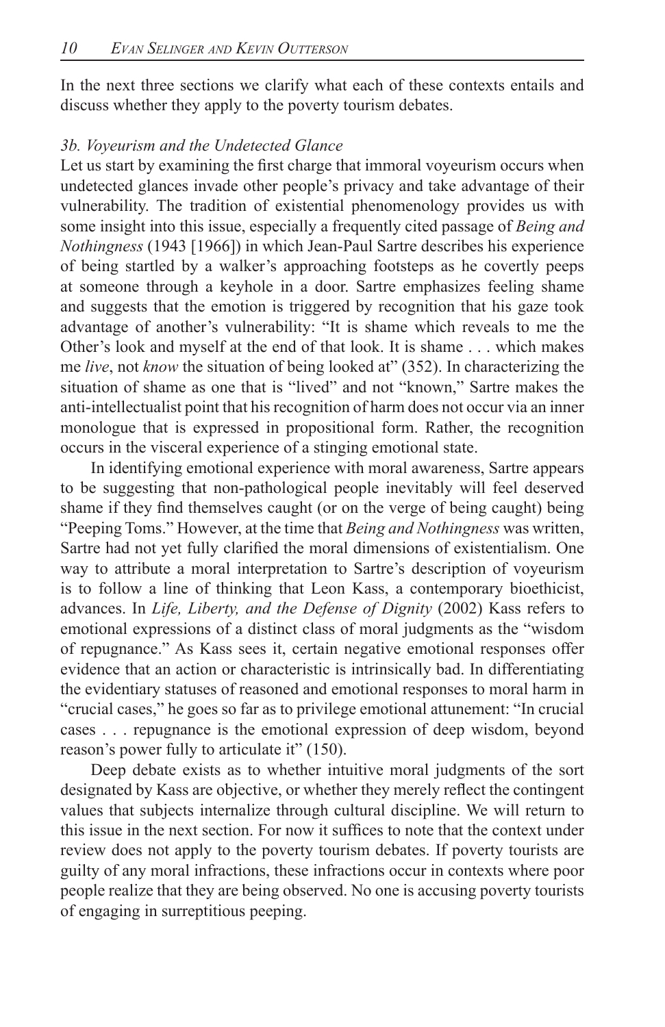In the next three sections we clarify what each of these contexts entails and discuss whether they apply to the poverty tourism debates.

### *3b. Voyeurism and the Undetected Glance*

Let us start by examining the first charge that immoral voyeurism occurs when undetected glances invade other people's privacy and take advantage of their vulnerability. The tradition of existential phenomenology provides us with some insight into this issue, especially a frequently cited passage of *Being and Nothingness* (1943 [1966]) in which Jean-Paul Sartre describes his experience of being startled by a walker's approaching footsteps as he covertly peeps at someone through a keyhole in a door. Sartre emphasizes feeling shame and suggests that the emotion is triggered by recognition that his gaze took advantage of another's vulnerability: "It is shame which reveals to me the Other's look and myself at the end of that look. It is shame . . . which makes me *live*, not *know* the situation of being looked at" (352). In characterizing the situation of shame as one that is "lived" and not "known," Sartre makes the anti-intellectualist point that his recognition of harm does not occur via an inner monologue that is expressed in propositional form. Rather, the recognition occurs in the visceral experience of a stinging emotional state.

In identifying emotional experience with moral awareness, Sartre appears to be suggesting that non-pathological people inevitably will feel deserved shame if they find themselves caught (or on the verge of being caught) being "Peeping Toms." However, at the time that *Being and Nothingness* was written, Sartre had not yet fully clarified the moral dimensions of existentialism. One way to attribute a moral interpretation to Sartre's description of voyeurism is to follow a line of thinking that Leon Kass, a contemporary bioethicist, advances. In *Life, Liberty, and the Defense of Dignity* (2002) Kass refers to emotional expressions of a distinct class of moral judgments as the "wisdom of repugnance." As Kass sees it, certain negative emotional responses offer evidence that an action or characteristic is intrinsically bad. In differentiating the evidentiary statuses of reasoned and emotional responses to moral harm in "crucial cases," he goes so far as to privilege emotional attunement: "In crucial cases . . . repugnance is the emotional expression of deep wisdom, beyond reason's power fully to articulate it" (150).

Deep debate exists as to whether intuitive moral judgments of the sort designated by Kass are objective, or whether they merely reflect the contingent values that subjects internalize through cultural discipline. We will return to this issue in the next section. For now it suffices to note that the context under review does not apply to the poverty tourism debates. If poverty tourists are guilty of any moral infractions, these infractions occur in contexts where poor people realize that they are being observed. No one is accusing poverty tourists of engaging in surreptitious peeping.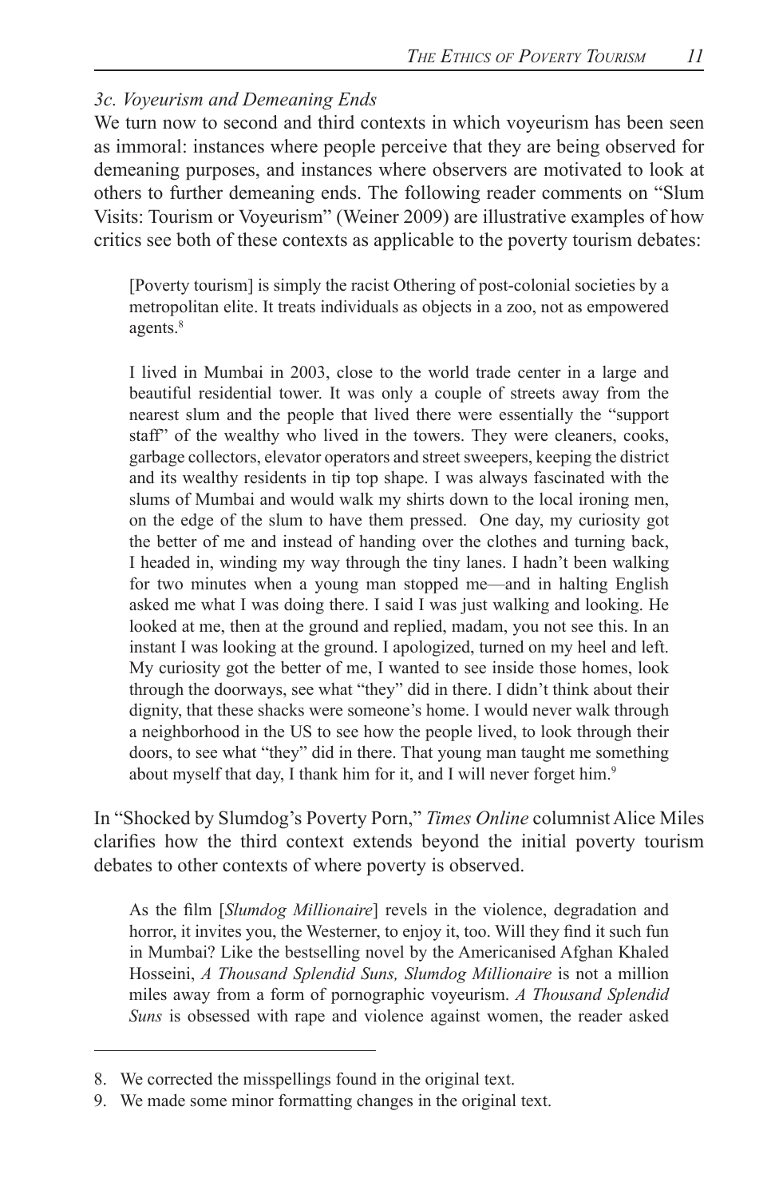### *3c. Voyeurism and Demeaning Ends*

We turn now to second and third contexts in which voyeurism has been seen as immoral: instances where people perceive that they are being observed for demeaning purposes, and instances where observers are motivated to look at others to further demeaning ends. The following reader comments on "Slum Visits: Tourism or Voyeurism" (Weiner 2009) are illustrative examples of how critics see both of these contexts as applicable to the poverty tourism debates:

> [Poverty tourism] is simply the racist Othering of post-colonial societies by a metropolitan elite. It treats individuals as objects in a zoo, not as empowered agents.[8]

> I lived in Mumbai in 2003, close to the world trade center in a large and beautiful residential tower. It was only a couple of streets away from the nearest slum and the people that lived there were essentially the "support staff" of the wealthy who lived in the towers. They were cleaners, cooks, garbage collectors, elevator operators and street sweepers, keeping the district and its wealthy residents in tip top shape. I was always fascinated with the slums of Mumbai and would walk my shirts down to the local ironing men, on the edge of the slum to have them pressed. One day, my curiosity got the better of me and instead of handing over the clothes and turning back, I headed in, winding my way through the tiny lanes. I hadn't been walking for two minutes when a young man stopped me—and in halting English asked me what I was doing there. I said I was just walking and looking. He looked at me, then at the ground and replied, madam, you not see this. In an instant I was looking at the ground. I apologized, turned on my heel and left. My curiosity got the better of me, I wanted to see inside those homes, look through the doorways, see what "they" did in there. I didn't think about their dignity, that these shacks were someone's home. I would never walk through a neighborhood in the US to see how the people lived, to look through their doors, to see what "they" did in there. That young man taught me something about myself that day, I thank him for it, and I will never forget him.[9]

In "Shocked by Slumdog's Poverty Porn," *Times Online* columnist Alice Miles clarifies how the third context extends beyond the initial poverty tourism debates to other contexts of where poverty is observed.

> As the film [*Slumdog Millionaire*] revels in the violence, degradation and horror, it invites you, the Westerner, to enjoy it, too. Will they find it such fun in Mumbai? Like the bestselling novel by the Americanised Afghan Khaled Hosseini, *A Thousand Splendid Suns, Slumdog Millionaire* is not a million miles away from a form of pornographic voyeurism. *A Thousand Splendid Suns* is obsessed with rape and violence against women, the reader asked

---

8. We corrected the misspellings found in the original text.

9. We made some minor formatting changes in the original text.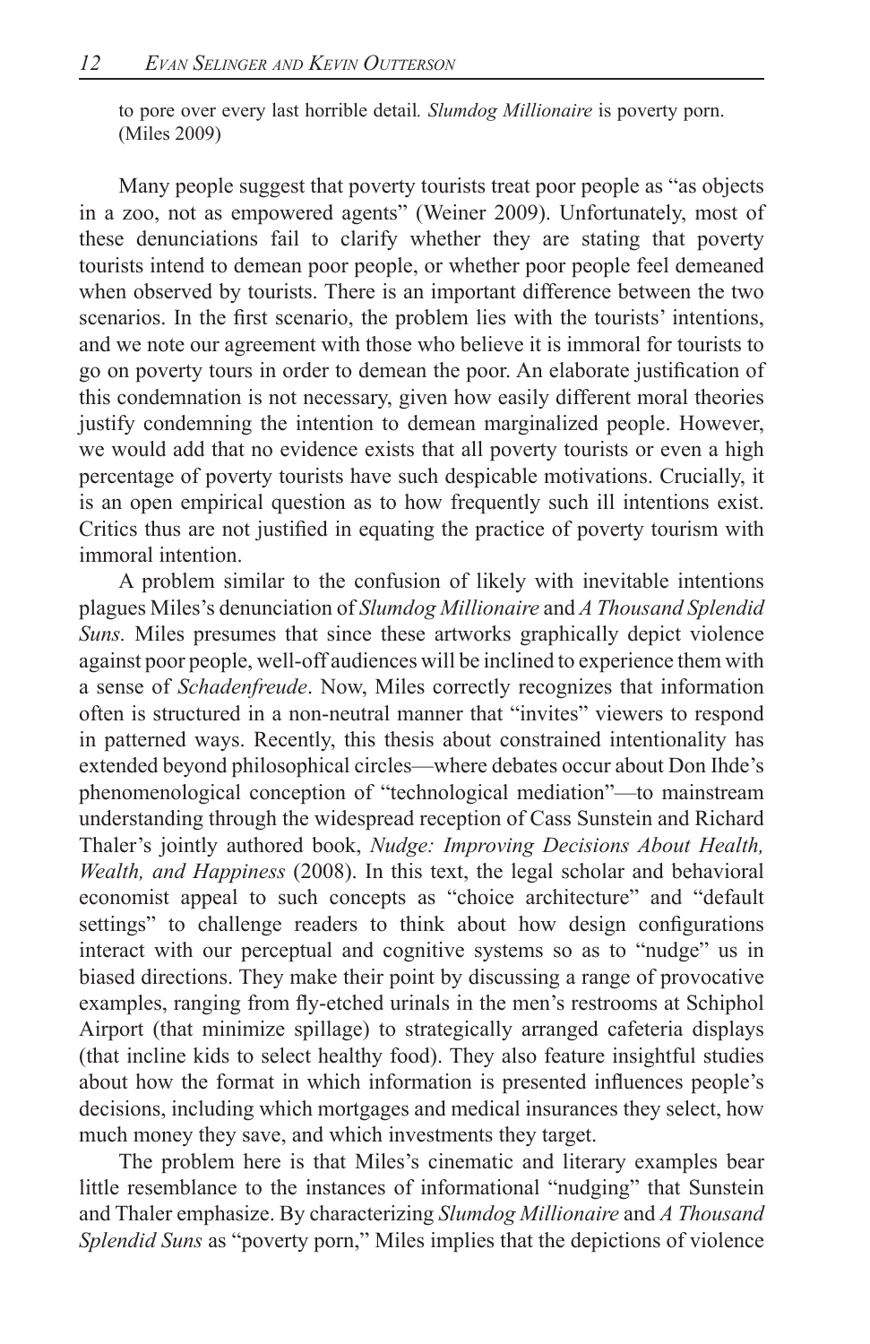to pore over every last horrible detail. *Slumdog Millionaire* is poverty porn. (Miles 2009)

Many people suggest that poverty tourists treat poor people as "as objects in a zoo, not as empowered agents" (Weiner 2009). Unfortunately, most of these denunciations fail to clarify whether they are stating that poverty tourists intend to demean poor people, or whether poor people feel demeaned when observed by tourists. There is an important difference between the two scenarios. In the first scenario, the problem lies with the tourists' intentions, and we note our agreement with those who believe it is immoral for tourists to go on poverty tours in order to demean the poor. An elaborate justification of this condemnation is not necessary, given how easily different moral theories justify condemning the intention to demean marginalized people. However, we would add that no evidence exists that all poverty tourists or even a high percentage of poverty tourists have such despicable motivations. Crucially, it is an open empirical question as to how frequently such ill intentions exist. Critics thus are not justified in equating the practice of poverty tourism with immoral intention.

A problem similar to the confusion of likely with inevitable intentions plagues Miles's denunciation of *Slumdog Millionaire* and *A Thousand Splendid Suns.* Miles presumes that since these artworks graphically depict violence against poor people, well-off audiences will be inclined to experience them with a sense of *Schadenfreude*. Now, Miles correctly recognizes that information often is structured in a non-neutral manner that "invites" viewers to respond in patterned ways. Recently, this thesis about constrained intentionality has extended beyond philosophical circles—where debates occur about Don Ihde's phenomenological conception of "technological mediation"—to mainstream understanding through the widespread reception of Cass Sunstein and Richard Thaler's jointly authored book, *Nudge: Improving Decisions About Health, Wealth, and Happiness* (2008). In this text, the legal scholar and behavioral economist appeal to such concepts as "choice architecture" and "default settings" to challenge readers to think about how design configurations interact with our perceptual and cognitive systems so as to "nudge" us in biased directions. They make their point by discussing a range of provocative examples, ranging from fly-etched urinals in the men's restrooms at Schiphol Airport (that minimize spillage) to strategically arranged cafeteria displays (that incline kids to select healthy food). They also feature insightful studies about how the format in which information is presented influences people's decisions, including which mortgages and medical insurances they select, how much money they save, and which investments they target.

The problem here is that Miles's cinematic and literary examples bear little resemblance to the instances of informational "nudging" that Sunstein and Thaler emphasize. By characterizing *Slumdog Millionaire* and *A Thousand Splendid Suns* as "poverty porn," Miles implies that the depictions of violence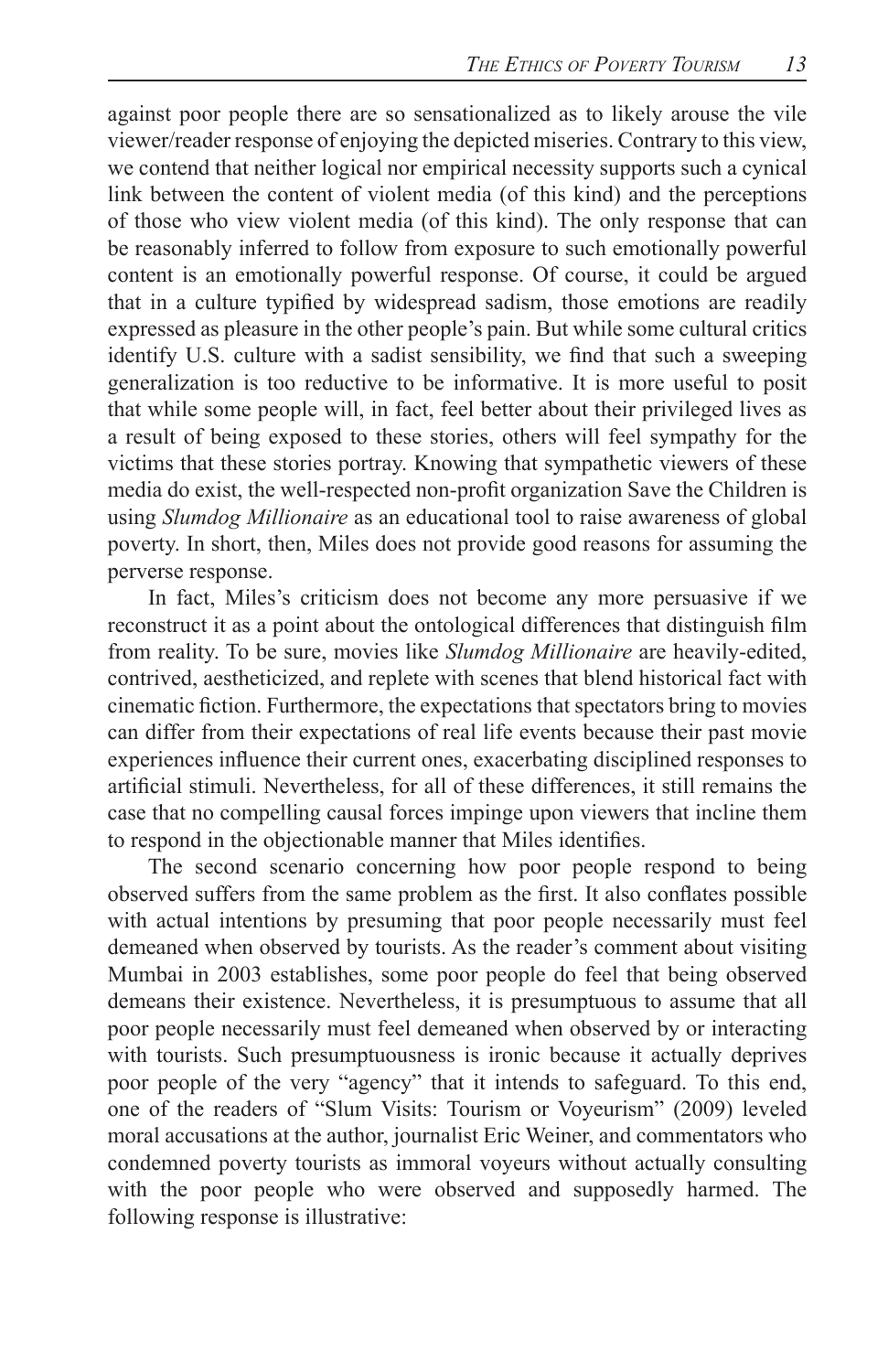against poor people there are so sensationalized as to likely arouse the vile viewer/reader response of enjoying the depicted miseries. Contrary to this view, we contend that neither logical nor empirical necessity supports such a cynical link between the content of violent media (of this kind) and the perceptions of those who view violent media (of this kind). The only response that can be reasonably inferred to follow from exposure to such emotionally powerful content is an emotionally powerful response. Of course, it could be argued that in a culture typified by widespread sadism, those emotions are readily expressed as pleasure in the other people's pain. But while some cultural critics identify U.S. culture with a sadist sensibility, we find that such a sweeping generalization is too reductive to be informative. It is more useful to posit that while some people will, in fact, feel better about their privileged lives as a result of being exposed to these stories, others will feel sympathy for the victims that these stories portray. Knowing that sympathetic viewers of these media do exist, the well-respected non-profit organization Save the Children is using *Slumdog Millionaire* as an educational tool to raise awareness of global poverty. In short, then, Miles does not provide good reasons for assuming the perverse response.

In fact, Miles's criticism does not become any more persuasive if we reconstruct it as a point about the ontological differences that distinguish film from reality. To be sure, movies like *Slumdog Millionaire* are heavily-edited, contrived, aestheticized, and replete with scenes that blend historical fact with cinematic fiction. Furthermore, the expectations that spectators bring to movies can differ from their expectations of real life events because their past movie experiences influence their current ones, exacerbating disciplined responses to artificial stimuli. Nevertheless, for all of these differences, it still remains the case that no compelling causal forces impinge upon viewers that incline them to respond in the objectionable manner that Miles identifies.

The second scenario concerning how poor people respond to being observed suffers from the same problem as the first. It also conflates possible with actual intentions by presuming that poor people necessarily must feel demeaned when observed by tourists. As the reader's comment about visiting Mumbai in 2003 establishes, some poor people do feel that being observed demeans their existence. Nevertheless, it is presumptuous to assume that all poor people necessarily must feel demeaned when observed by or interacting with tourists. Such presumptuousness is ironic because it actually deprives poor people of the very "agency" that it intends to safeguard. To this end, one of the readers of "Slum Visits: Tourism or Voyeurism" (2009) leveled moral accusations at the author, journalist Eric Weiner, and commentators who condemned poverty tourists as immoral voyeurs without actually consulting with the poor people who were observed and supposedly harmed. The following response is illustrative: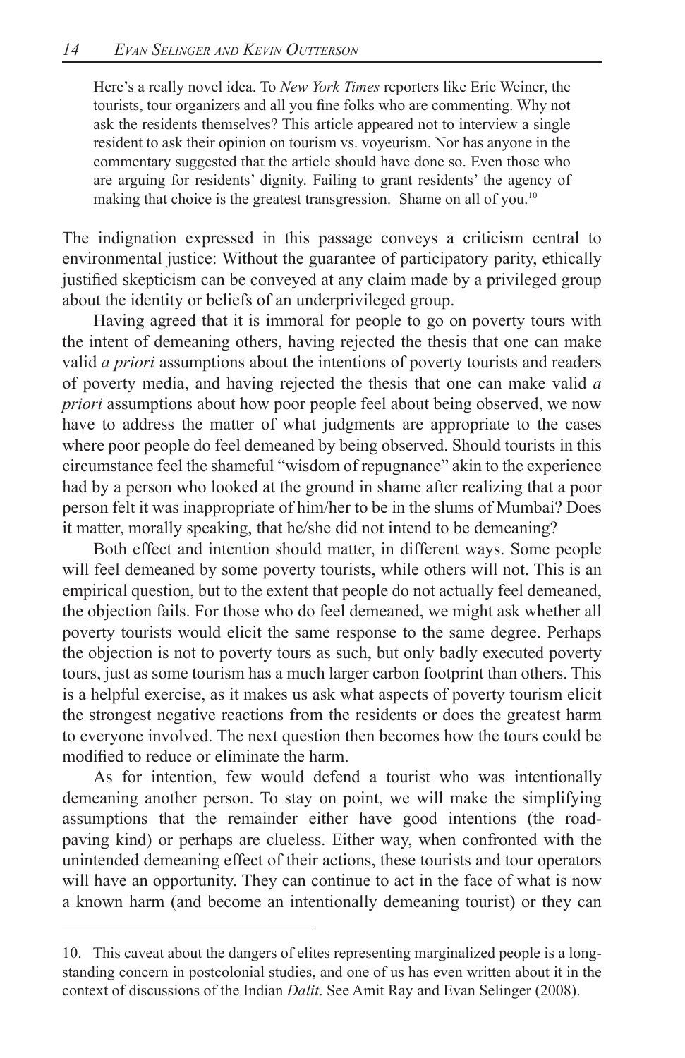> Here's a really novel idea. To *New York Times* reporters like Eric Weiner, the tourists, tour organizers and all you fine folks who are commenting. Why not ask the residents themselves? This article appeared not to interview a single resident to ask their opinion on tourism vs. voyeurism. Nor has anyone in the commentary suggested that the article should have done so. Even those who are arguing for residents' dignity. Failing to grant residents' the agency of making that choice is the greatest transgression. Shame on all of you.[10]

The indignation expressed in this passage conveys a criticism central to environmental justice: Without the guarantee of participatory parity, ethically justified skepticism can be conveyed at any claim made by a privileged group about the identity or beliefs of an underprivileged group.

Having agreed that it is immoral for people to go on poverty tours with the intent of demeaning others, having rejected the thesis that one can make valid *a priori* assumptions about the intentions of poverty tourists and readers of poverty media, and having rejected the thesis that one can make valid *a priori* assumptions about how poor people feel about being observed, we now have to address the matter of what judgments are appropriate to the cases where poor people do feel demeaned by being observed. Should tourists in this circumstance feel the shameful "wisdom of repugnance" akin to the experience had by a person who looked at the ground in shame after realizing that a poor person felt it was inappropriate of him/her to be in the slums of Mumbai? Does it matter, morally speaking, that he/she did not intend to be demeaning?

Both effect and intention should matter, in different ways. Some people will feel demeaned by some poverty tourists, while others will not. This is an empirical question, but to the extent that people do not actually feel demeaned, the objection fails. For those who do feel demeaned, we might ask whether all poverty tourists would elicit the same response to the same degree. Perhaps the objection is not to poverty tours as such, but only badly executed poverty tours, just as some tourism has a much larger carbon footprint than others. This is a helpful exercise, as it makes us ask what aspects of poverty tourism elicit the strongest negative reactions from the residents or does the greatest harm to everyone involved. The next question then becomes how the tours could be modified to reduce or eliminate the harm.

As for intention, few would defend a tourist who was intentionally demeaning another person. To stay on point, we will make the simplifying assumptions that the remainder either have good intentions (the road-paving kind) or perhaps are clueless. Either way, when confronted with the unintended demeaning effect of their actions, these tourists and tour operators will have an opportunity. They can continue to act in the face of what is now a known harm (and become an intentionally demeaning tourist) or they can

---

10. This caveat about the dangers of elites representing marginalized people is a long-standing concern in postcolonial studies, and one of us has even written about it in the context of discussions of the Indian *Dalit*. See Amit Ray and Evan Selinger (2008).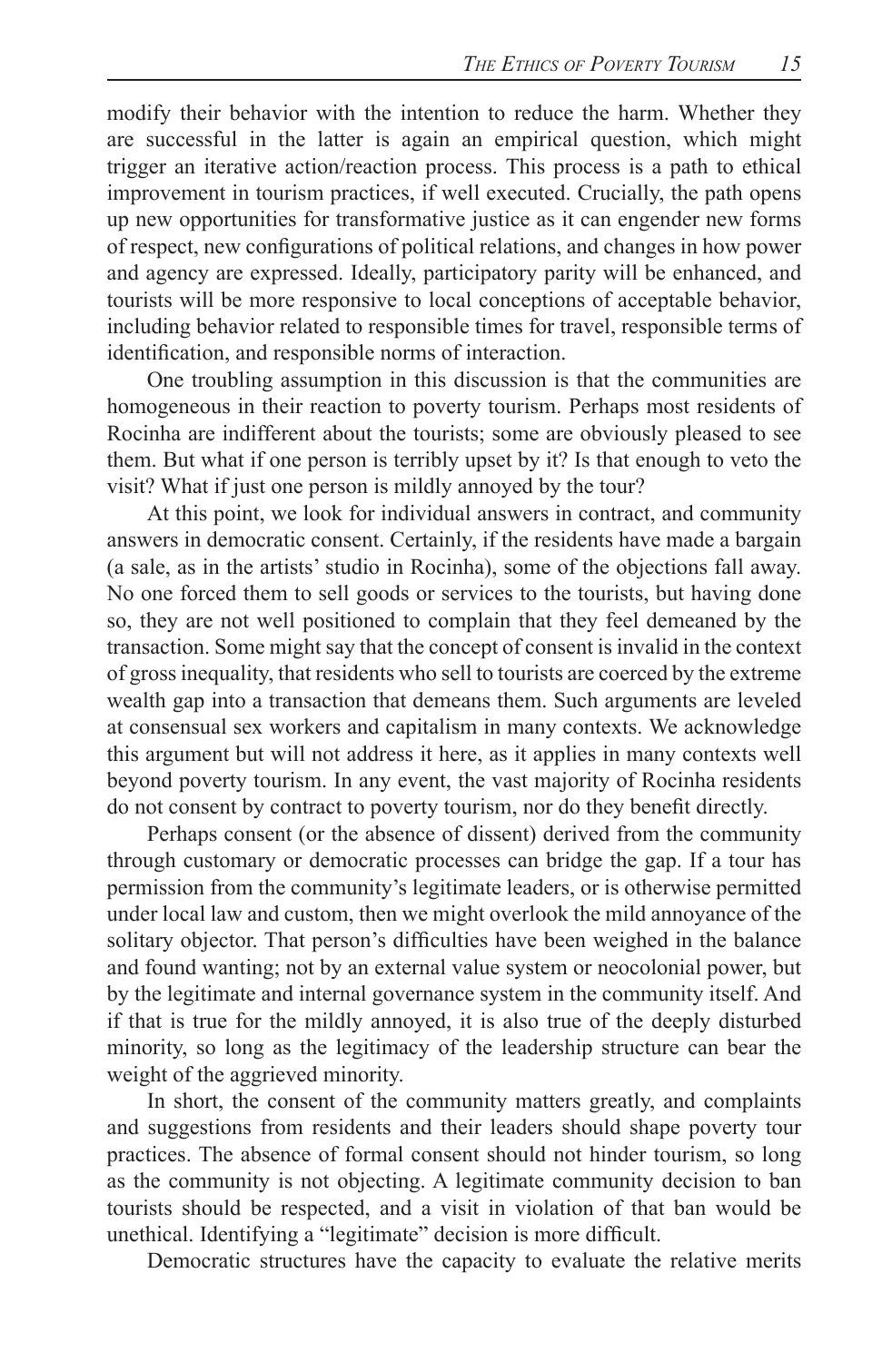modify their behavior with the intention to reduce the harm. Whether they are successful in the latter is again an empirical question, which might trigger an iterative action/reaction process. This process is a path to ethical improvement in tourism practices, if well executed. Crucially, the path opens up new opportunities for transformative justice as it can engender new forms of respect, new configurations of political relations, and changes in how power and agency are expressed. Ideally, participatory parity will be enhanced, and tourists will be more responsive to local conceptions of acceptable behavior, including behavior related to responsible times for travel, responsible terms of identification, and responsible norms of interaction.

One troubling assumption in this discussion is that the communities are homogeneous in their reaction to poverty tourism. Perhaps most residents of Rocinha are indifferent about the tourists; some are obviously pleased to see them. But what if one person is terribly upset by it? Is that enough to veto the visit? What if just one person is mildly annoyed by the tour?

At this point, we look for individual answers in contract, and community answers in democratic consent. Certainly, if the residents have made a bargain (a sale, as in the artists' studio in Rocinha), some of the objections fall away. No one forced them to sell goods or services to the tourists, but having done so, they are not well positioned to complain that they feel demeaned by the transaction. Some might say that the concept of consent is invalid in the context of gross inequality, that residents who sell to tourists are coerced by the extreme wealth gap into a transaction that demeans them. Such arguments are leveled at consensual sex workers and capitalism in many contexts. We acknowledge this argument but will not address it here, as it applies in many contexts well beyond poverty tourism. In any event, the vast majority of Rocinha residents do not consent by contract to poverty tourism, nor do they benefit directly.

Perhaps consent (or the absence of dissent) derived from the community through customary or democratic processes can bridge the gap. If a tour has permission from the community's legitimate leaders, or is otherwise permitted under local law and custom, then we might overlook the mild annoyance of the solitary objector. That person's difficulties have been weighed in the balance and found wanting; not by an external value system or neocolonial power, but by the legitimate and internal governance system in the community itself. And if that is true for the mildly annoyed, it is also true of the deeply disturbed minority, so long as the legitimacy of the leadership structure can bear the weight of the aggrieved minority.

In short, the consent of the community matters greatly, and complaints and suggestions from residents and their leaders should shape poverty tour practices. The absence of formal consent should not hinder tourism, so long as the community is not objecting. A legitimate community decision to ban tourists should be respected, and a visit in violation of that ban would be unethical. Identifying a "legitimate" decision is more difficult.

Democratic structures have the capacity to evaluate the relative merits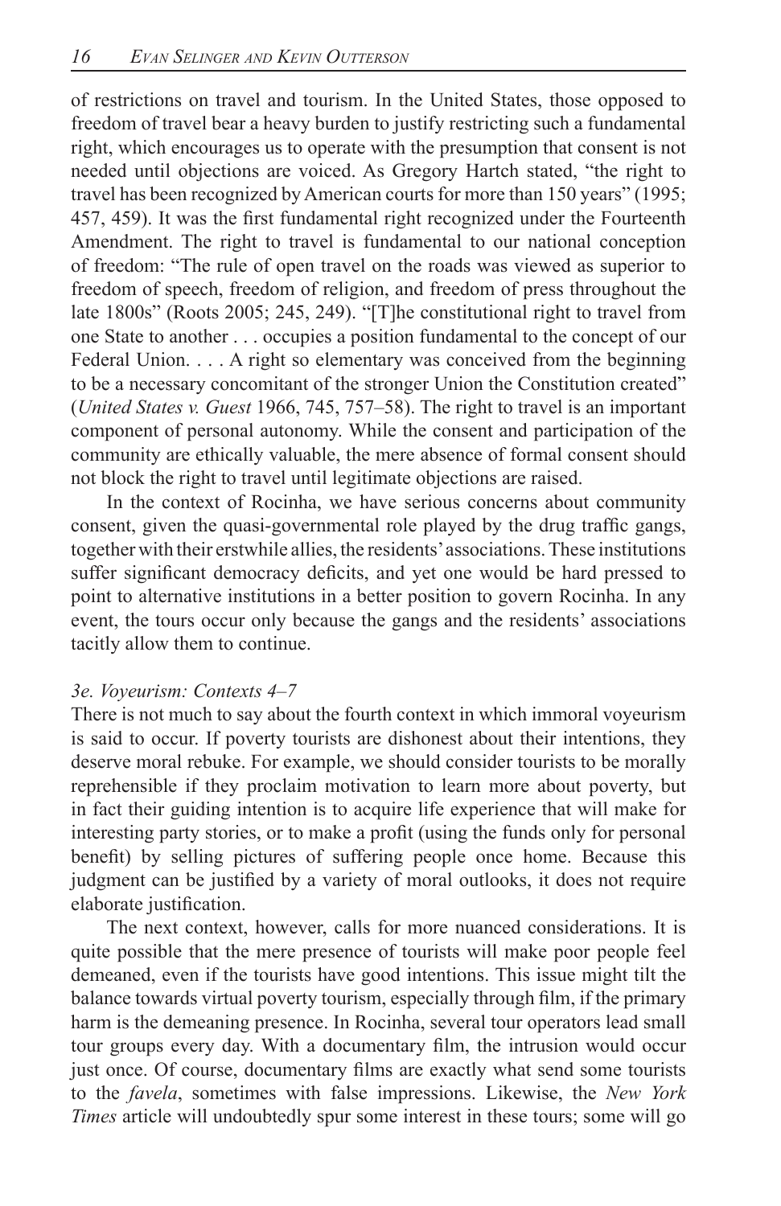of restrictions on travel and tourism. In the United States, those opposed to freedom of travel bear a heavy burden to justify restricting such a fundamental right, which encourages us to operate with the presumption that consent is not needed until objections are voiced. As Gregory Hartch stated, "the right to travel has been recognized by American courts for more than 150 years" (1995; 457, 459). It was the first fundamental right recognized under the Fourteenth Amendment. The right to travel is fundamental to our national conception of freedom: "The rule of open travel on the roads was viewed as superior to freedom of speech, freedom of religion, and freedom of press throughout the late 1800s" (Roots 2005; 245, 249). "[T]he constitutional right to travel from one State to another . . . occupies a position fundamental to the concept of our Federal Union. . . . A right so elementary was conceived from the beginning to be a necessary concomitant of the stronger Union the Constitution created" (*United States v. Guest* 1966, 745, 757–58). The right to travel is an important component of personal autonomy. While the consent and participation of the community are ethically valuable, the mere absence of formal consent should not block the right to travel until legitimate objections are raised.

In the context of Rocinha, we have serious concerns about community consent, given the quasi-governmental role played by the drug traffic gangs, together with their erstwhile allies, the residents' associations. These institutions suffer significant democracy deficits, and yet one would be hard pressed to point to alternative institutions in a better position to govern Rocinha. In any event, the tours occur only because the gangs and the residents' associations tacitly allow them to continue.

### *3e. Voyeurism: Contexts 4–7*

There is not much to say about the fourth context in which immoral voyeurism is said to occur. If poverty tourists are dishonest about their intentions, they deserve moral rebuke. For example, we should consider tourists to be morally reprehensible if they proclaim motivation to learn more about poverty, but in fact their guiding intention is to acquire life experience that will make for interesting party stories, or to make a profit (using the funds only for personal benefit) by selling pictures of suffering people once home. Because this judgment can be justified by a variety of moral outlooks, it does not require elaborate justification.

The next context, however, calls for more nuanced considerations. It is quite possible that the mere presence of tourists will make poor people feel demeaned, even if the tourists have good intentions. This issue might tilt the balance towards virtual poverty tourism, especially through film, if the primary harm is the demeaning presence. In Rocinha, several tour operators lead small tour groups every day. With a documentary film, the intrusion would occur just once. Of course, documentary films are exactly what send some tourists to the *favela*, sometimes with false impressions. Likewise, the *New York Times* article will undoubtedly spur some interest in these tours; some will go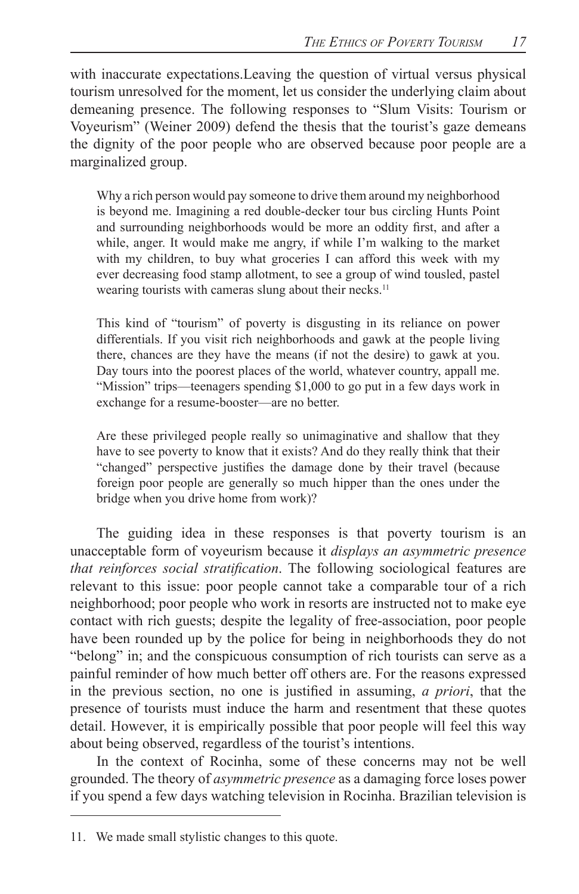with inaccurate expectations.Leaving the question of virtual versus physical tourism unresolved for the moment, let us consider the underlying claim about demeaning presence. The following responses to "Slum Visits: Tourism or Voyeurism" (Weiner 2009) defend the thesis that the tourist's gaze demeans the dignity of the poor people who are observed because poor people are a marginalized group.

> Why a rich person would pay someone to drive them around my neighborhood is beyond me. Imagining a red double-decker tour bus circling Hunts Point and surrounding neighborhoods would be more an oddity first, and after a while, anger. It would make me angry, if while I'm walking to the market with my children, to buy what groceries I can afford this week with my ever decreasing food stamp allotment, to see a group of wind tousled, pastel wearing tourists with cameras slung about their necks.[11]
>
> This kind of "tourism" of poverty is disgusting in its reliance on power differentials. If you visit rich neighborhoods and gawk at the people living there, chances are they have the means (if not the desire) to gawk at you. Day tours into the poorest places of the world, whatever country, appall me. "Mission" trips—teenagers spending $1,000 to go put in a few days work in exchange for a resume-booster—are no better.
>
> Are these privileged people really so unimaginative and shallow that they have to see poverty to know that it exists? And do they really think that their "changed" perspective justifies the damage done by their travel (because foreign poor people are generally so much hipper than the ones under the bridge when you drive home from work)?

The guiding idea in these responses is that poverty tourism is an unacceptable form of voyeurism because it *displays an asymmetric presence that reinforces social stratification*. The following sociological features are relevant to this issue: poor people cannot take a comparable tour of a rich neighborhood; poor people who work in resorts are instructed not to make eye contact with rich guests; despite the legality of free-association, poor people have been rounded up by the police for being in neighborhoods they do not "belong" in; and the conspicuous consumption of rich tourists can serve as a painful reminder of how much better off others are. For the reasons expressed in the previous section, no one is justified in assuming, *a priori*, that the presence of tourists must induce the harm and resentment that these quotes detail. However, it is empirically possible that poor people will feel this way about being observed, regardless of the tourist's intentions.

In the context of Rocinha, some of these concerns may not be well grounded. The theory of *asymmetric presence* as a damaging force loses power if you spend a few days watching television in Rocinha. Brazilian television is

11. We made small stylistic changes to this quote.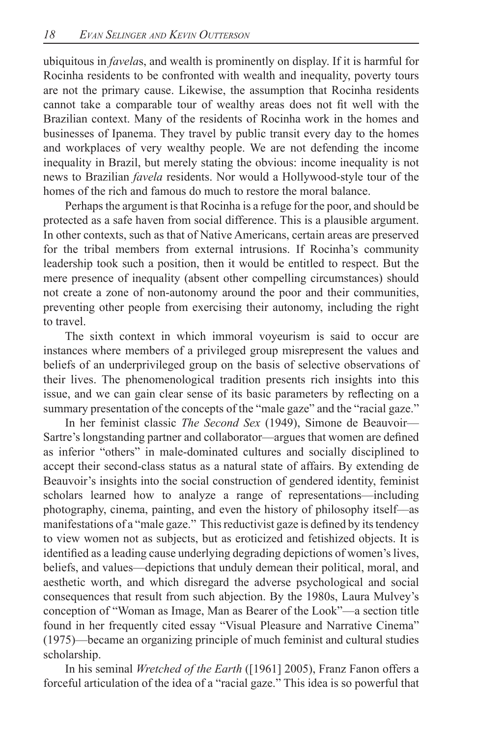ubiquitous in *favela*s, and wealth is prominently on display. If it is harmful for Rocinha residents to be confronted with wealth and inequality, poverty tours are not the primary cause. Likewise, the assumption that Rocinha residents cannot take a comparable tour of wealthy areas does not fit well with the Brazilian context. Many of the residents of Rocinha work in the homes and businesses of Ipanema. They travel by public transit every day to the homes and workplaces of very wealthy people. We are not defending the income inequality in Brazil, but merely stating the obvious: income inequality is not news to Brazilian *favela* residents. Nor would a Hollywood-style tour of the homes of the rich and famous do much to restore the moral balance.

Perhaps the argument is that Rocinha is a refuge for the poor, and should be protected as a safe haven from social difference. This is a plausible argument. In other contexts, such as that of Native Americans, certain areas are preserved for the tribal members from external intrusions. If Rocinha's community leadership took such a position, then it would be entitled to respect. But the mere presence of inequality (absent other compelling circumstances) should not create a zone of non-autonomy around the poor and their communities, preventing other people from exercising their autonomy, including the right to travel.

The sixth context in which immoral voyeurism is said to occur are instances where members of a privileged group misrepresent the values and beliefs of an underprivileged group on the basis of selective observations of their lives. The phenomenological tradition presents rich insights into this issue, and we can gain clear sense of its basic parameters by reflecting on a summary presentation of the concepts of the "male gaze" and the "racial gaze."

In her feminist classic *The Second Sex* (1949), Simone de Beauvoir—Sartre's longstanding partner and collaborator—argues that women are defined as inferior "others" in male-dominated cultures and socially disciplined to accept their second-class status as a natural state of affairs. By extending de Beauvoir's insights into the social construction of gendered identity, feminist scholars learned how to analyze a range of representations—including photography, cinema, painting, and even the history of philosophy itself—as manifestations of a "male gaze." This reductivist gaze is defined by its tendency to view women not as subjects, but as eroticized and fetishized objects. It is identified as a leading cause underlying degrading depictions of women's lives, beliefs, and values—depictions that unduly demean their political, moral, and aesthetic worth, and which disregard the adverse psychological and social consequences that result from such abjection. By the 1980s, Laura Mulvey's conception of "Woman as Image, Man as Bearer of the Look"—a section title found in her frequently cited essay "Visual Pleasure and Narrative Cinema" (1975)—became an organizing principle of much feminist and cultural studies scholarship.

In his seminal *Wretched of the Earth* ([1961] 2005), Franz Fanon offers a forceful articulation of the idea of a "racial gaze." This idea is so powerful that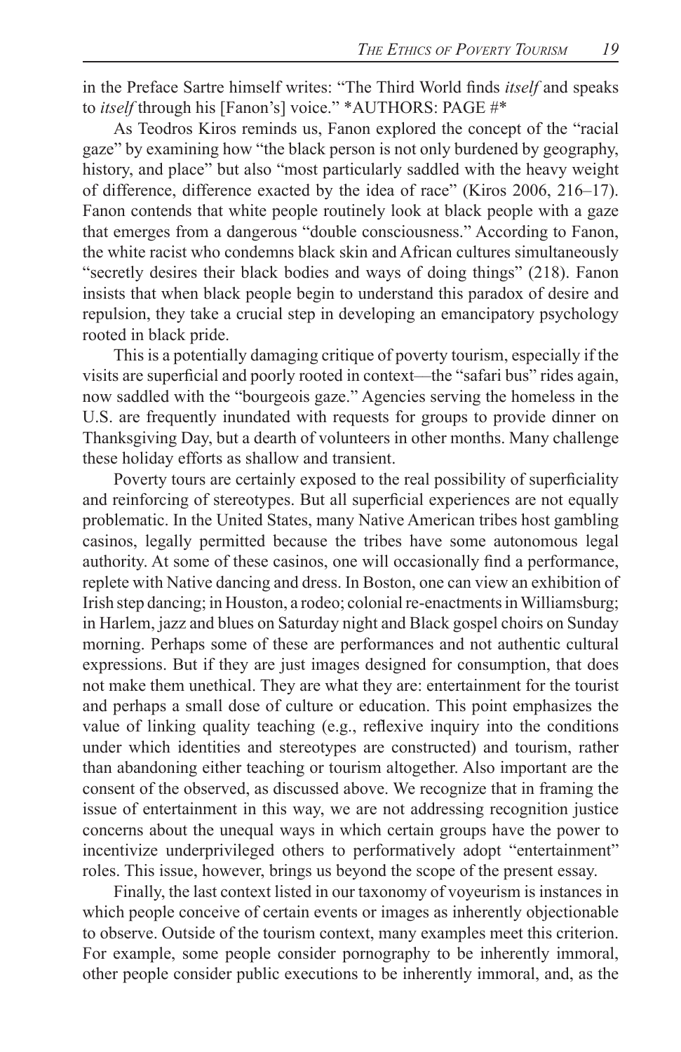in the Preface Sartre himself writes: "The Third World finds *itself* and speaks to *itself* through his [Fanon's] voice." *AUTHORS: PAGE #*

As Teodros Kiros reminds us, Fanon explored the concept of the "racial gaze" by examining how "the black person is not only burdened by geography, history, and place" but also "most particularly saddled with the heavy weight of difference, difference exacted by the idea of race" (Kiros 2006, 216–17). Fanon contends that white people routinely look at black people with a gaze that emerges from a dangerous "double consciousness." According to Fanon, the white racist who condemns black skin and African cultures simultaneously "secretly desires their black bodies and ways of doing things" (218). Fanon insists that when black people begin to understand this paradox of desire and repulsion, they take a crucial step in developing an emancipatory psychology rooted in black pride.

This is a potentially damaging critique of poverty tourism, especially if the visits are superficial and poorly rooted in context—the "safari bus" rides again, now saddled with the "bourgeois gaze." Agencies serving the homeless in the U.S. are frequently inundated with requests for groups to provide dinner on Thanksgiving Day, but a dearth of volunteers in other months. Many challenge these holiday efforts as shallow and transient.

Poverty tours are certainly exposed to the real possibility of superficiality and reinforcing of stereotypes. But all superficial experiences are not equally problematic. In the United States, many Native American tribes host gambling casinos, legally permitted because the tribes have some autonomous legal authority. At some of these casinos, one will occasionally find a performance, replete with Native dancing and dress. In Boston, one can view an exhibition of Irish step dancing; in Houston, a rodeo; colonial re-enactments in Williamsburg; in Harlem, jazz and blues on Saturday night and Black gospel choirs on Sunday morning. Perhaps some of these are performances and not authentic cultural expressions. But if they are just images designed for consumption, that does not make them unethical. They are what they are: entertainment for the tourist and perhaps a small dose of culture or education. This point emphasizes the value of linking quality teaching (e.g., reflexive inquiry into the conditions under which identities and stereotypes are constructed) and tourism, rather than abandoning either teaching or tourism altogether. Also important are the consent of the observed, as discussed above. We recognize that in framing the issue of entertainment in this way, we are not addressing recognition justice concerns about the unequal ways in which certain groups have the power to incentivize underprivileged others to performatively adopt "entertainment" roles. This issue, however, brings us beyond the scope of the present essay.

Finally, the last context listed in our taxonomy of voyeurism is instances in which people conceive of certain events or images as inherently objectionable to observe. Outside of the tourism context, many examples meet this criterion. For example, some people consider pornography to be inherently immoral, other people consider public executions to be inherently immoral, and, as the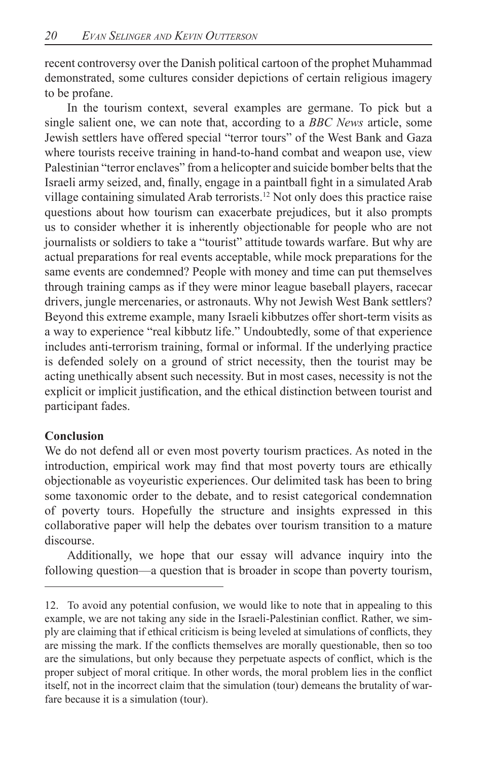recent controversy over the Danish political cartoon of the prophet Muhammad demonstrated, some cultures consider depictions of certain religious imagery to be profane.

In the tourism context, several examples are germane. To pick but a single salient one, we can note that, according to a *BBC News* article, some Jewish settlers have offered special "terror tours" of the West Bank and Gaza where tourists receive training in hand-to-hand combat and weapon use, view Palestinian "terror enclaves" from a helicopter and suicide bomber belts that the Israeli army seized, and, finally, engage in a paintball fight in a simulated Arab village containing simulated Arab terrorists.[12] Not only does this practice raise questions about how tourism can exacerbate prejudices, but it also prompts us to consider whether it is inherently objectionable for people who are not journalists or soldiers to take a "tourist" attitude towards warfare. But why are actual preparations for real events acceptable, while mock preparations for the same events are condemned? People with money and time can put themselves through training camps as if they were minor league baseball players, racecar drivers, jungle mercenaries, or astronauts. Why not Jewish West Bank settlers? Beyond this extreme example, many Israeli kibbutzes offer short-term visits as a way to experience "real kibbutz life." Undoubtedly, some of that experience includes anti-terrorism training, formal or informal. If the underlying practice is defended solely on a ground of strict necessity, then the tourist may be acting unethically absent such necessity. But in most cases, necessity is not the explicit or implicit justification, and the ethical distinction between tourist and participant fades.

**Conclusion**

We do not defend all or even most poverty tourism practices. As noted in the introduction, empirical work may find that most poverty tours are ethically objectionable as voyeuristic experiences. Our delimited task has been to bring some taxonomic order to the debate, and to resist categorical condemnation of poverty tours. Hopefully the structure and insights expressed in this collaborative paper will help the debates over tourism transition to a mature discourse.

Additionally, we hope that our essay will advance inquiry into the following question—a question that is broader in scope than poverty tourism,

---

12. To avoid any potential confusion, we would like to note that in appealing to this example, we are not taking any side in the Israeli-Palestinian conflict. Rather, we simply are claiming that if ethical criticism is being leveled at simulations of conflicts, they are missing the mark. If the conflicts themselves are morally questionable, then so too are the simulations, but only because they perpetuate aspects of conflict, which is the proper subject of moral critique. In other words, the moral problem lies in the conflict itself, not in the incorrect claim that the simulation (tour) demeans the brutality of warfare because it is a simulation (tour).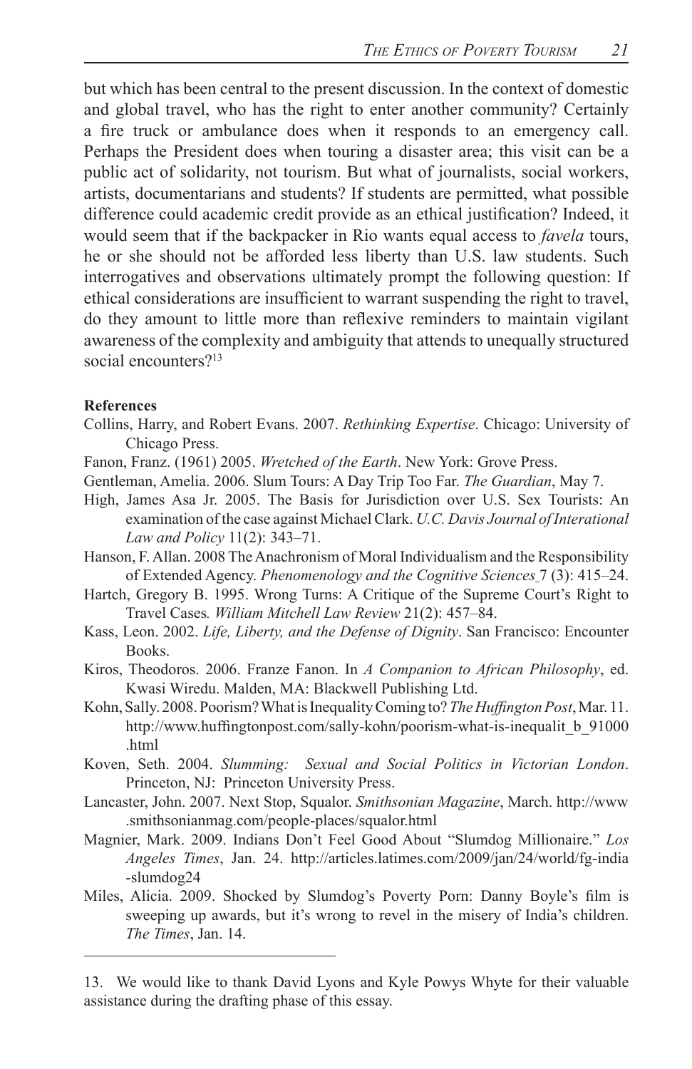but which has been central to the present discussion. In the context of domestic and global travel, who has the right to enter another community? Certainly a fire truck or ambulance does when it responds to an emergency call. Perhaps the President does when touring a disaster area; this visit can be a public act of solidarity, not tourism. But what of journalists, social workers, artists, documentarians and students? If students are permitted, what possible difference could academic credit provide as an ethical justification? Indeed, it would seem that if the backpacker in Rio wants equal access to *favela* tours, he or she should not be afforded less liberty than U.S. law students. Such interrogatives and observations ultimately prompt the following question: If ethical considerations are insufficient to warrant suspending the right to travel, do they amount to little more than reflexive reminders to maintain vigilant awareness of the complexity and ambiguity that attends to unequally structured social encounters?[13]

**References**

Collins, Harry, and Robert Evans. 2007. *Rethinking Expertise*. Chicago: University of Chicago Press.

Fanon, Franz. (1961) 2005. *Wretched of the Earth*. New York: Grove Press.

Gentleman, Amelia. 2006. Slum Tours: A Day Trip Too Far. *The Guardian*, May 7.

High, James Asa Jr. 2005. The Basis for Jurisdiction over U.S. Sex Tourists: An examination of the case against Michael Clark. *U.C. Davis Journal of Interational Law and Policy* 11(2): 343–71.

Hanson, F. Allan. 2008 The Anachronism of Moral Individualism and the Responsibility of Extended Agency. *Phenomenology and the Cognitive Sciences* 7 (3): 415–24.

Hartch, Gregory B. 1995. Wrong Turns: A Critique of the Supreme Court's Right to Travel Cases*. William Mitchell Law Review* 21(2): 457–84.

Kass, Leon. 2002. *Life, Liberty, and the Defense of Dignity*. San Francisco: Encounter Books.

Kiros, Theodoros. 2006. Franze Fanon. In *A Companion to African Philosophy*, ed. Kwasi Wiredu. Malden, MA: Blackwell Publishing Ltd.

Kohn, Sally. 2008. Poorism? What is Inequality Coming to? *The Huffington Post*, Mar. 11. http://www.huffingtonpost.com/sally-kohn/poorism-what-is-inequalit_b_91000.html

Koven, Seth. 2004. *Slumming: Sexual and Social Politics in Victorian London*. Princeton, NJ: Princeton University Press.

Lancaster, John. 2007. Next Stop, Squalor. *Smithsonian Magazine*, March. http://www.smithsonianmag.com/people-places/squalor.html

Magnier, Mark. 2009. Indians Don't Feel Good About "Slumdog Millionaire." *Los Angeles Times*, Jan. 24. http://articles.latimes.com/2009/jan/24/world/fg-india-slumdog24

Miles, Alicia. 2009. Shocked by Slumdog's Poverty Porn: Danny Boyle's film is sweeping up awards, but it's wrong to revel in the misery of India's children. *The Times*, Jan. 14.

---

13. We would like to thank David Lyons and Kyle Powys Whyte for their valuable assistance during the drafting phase of this essay.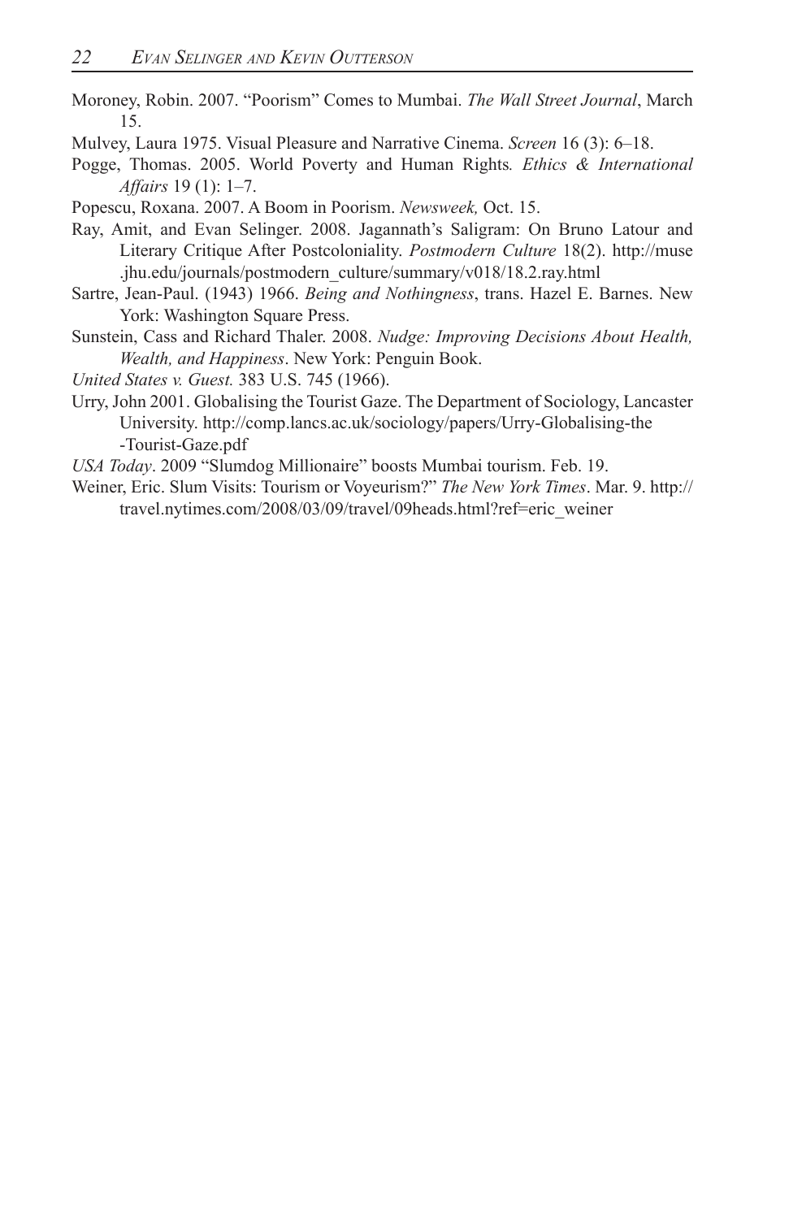Moroney, Robin. 2007. "Poorism" Comes to Mumbai. *The Wall Street Journal*, March 15.

Mulvey, Laura 1975. Visual Pleasure and Narrative Cinema. *Screen* 16 (3): 6–18.

Pogge, Thomas. 2005. World Poverty and Human Rights*. Ethics & International Affairs* 19 (1): 1–7.

Popescu, Roxana. 2007. A Boom in Poorism. *Newsweek,* Oct. 15.

Ray, Amit, and Evan Selinger. 2008. Jagannath's Saligram: On Bruno Latour and Literary Critique After Postcoloniality. *Postmodern Culture* 18(2). http://muse.jhu.edu/journals/postmodern_culture/summary/v018/18.2.ray.html

Sartre, Jean-Paul. (1943) 1966. *Being and Nothingness*, trans. Hazel E. Barnes. New York: Washington Square Press.

Sunstein, Cass and Richard Thaler. 2008. *Nudge: Improving Decisions About Health, Wealth, and Happiness*. New York: Penguin Book.

*United States v. Guest.* 383 U.S. 745 (1966).

Urry, John 2001. Globalising the Tourist Gaze. The Department of Sociology, Lancaster University. http://comp.lancs.ac.uk/sociology/papers/Urry-Globalising-the-Tourist-Gaze.pdf

*USA Today*. 2009 "Slumdog Millionaire" boosts Mumbai tourism. Feb. 19.

Weiner, Eric. Slum Visits: Tourism or Voyeurism?" *The New York Times*. Mar. 9. http://travel.nytimes.com/2008/03/09/travel/09heads.html?ref=eric_weiner